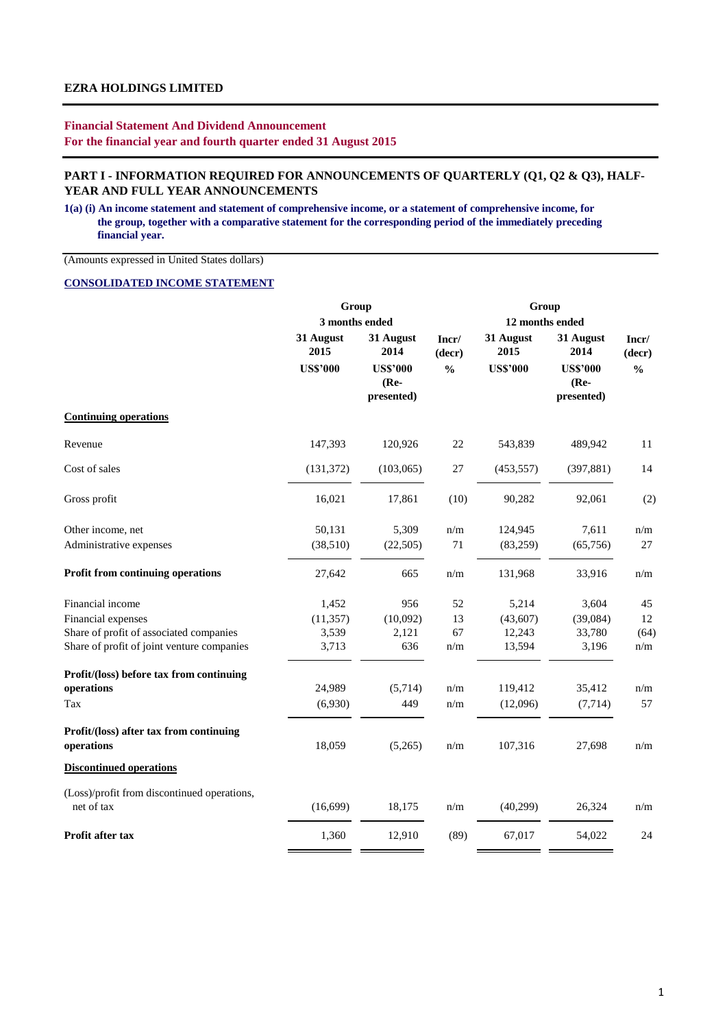**EZRA HOLDINGS LIMITED**

**Financial Statement And Dividend Announcement**
**For the financial year and fourth quarter ended 31 August 2015**

## PART I - INFORMATION REQUIRED FOR ANNOUNCEMENTS OF QUARTERLY (Q1, Q2 & Q3), HALF-YEAR AND FULL YEAR ANNOUNCEMENTS

**1(a) (i) An income statement and statement of comprehensive income, or a statement of comprehensive income, for the group, together with a comparative statement for the corresponding period of the immediately preceding financial year.**

(Amounts expressed in United States dollars)

**CONSOLIDATED INCOME STATEMENT**

| | Group 3 months ended | | | Group 12 months ended | | |
|---|---|---|---|---|---|---|
| | 31 August 2015 US$'000 | 31 August 2014 US$'000 (Re-presented) | Incr/ (decr) % | 31 August 2015 US$'000 | 31 August 2014 US$'000 (Re-presented) | Incr/ (decr) % |
| **Continuing operations** | | | | | | |
| Revenue | 147,393 | 120,926 | 22 | 543,839 | 489,942 | 11 |
| Cost of sales | (131,372) | (103,065) | 27 | (453,557) | (397,881) | 14 |
| Gross profit | 16,021 | 17,861 | (10) | 90,282 | 92,061 | (2) |
| Other income, net | 50,131 | 5,309 | n/m | 124,945 | 7,611 | n/m |
| Administrative expenses | (38,510) | (22,505) | 71 | (83,259) | (65,756) | 27 |
| **Profit from continuing operations** | 27,642 | 665 | n/m | 131,968 | 33,916 | n/m |
| Financial income | 1,452 | 956 | 52 | 5,214 | 3,604 | 45 |
| Financial expenses | (11,357) | (10,092) | 13 | (43,607) | (39,084) | 12 |
| Share of profit of associated companies | 3,539 | 2,121 | 67 | 12,243 | 33,780 | (64) |
| Share of profit of joint venture companies | 3,713 | 636 | n/m | 13,594 | 3,196 | n/m |
| **Profit/(loss) before tax from continuing operations** | 24,989 | (5,714) | n/m | 119,412 | 35,412 | n/m |
| Tax | (6,930) | 449 | n/m | (12,096) | (7,714) | 57 |
| **Profit/(loss) after tax from continuing operations** | 18,059 | (5,265) | n/m | 107,316 | 27,698 | n/m |
| **Discontinued operations** | | | | | | |
| (Loss)/profit from discontinued operations, net of tax | (16,699) | 18,175 | n/m | (40,299) | 26,324 | n/m |
| **Profit after tax** | 1,360 | 12,910 | (89) | 67,017 | 54,022 | 24 |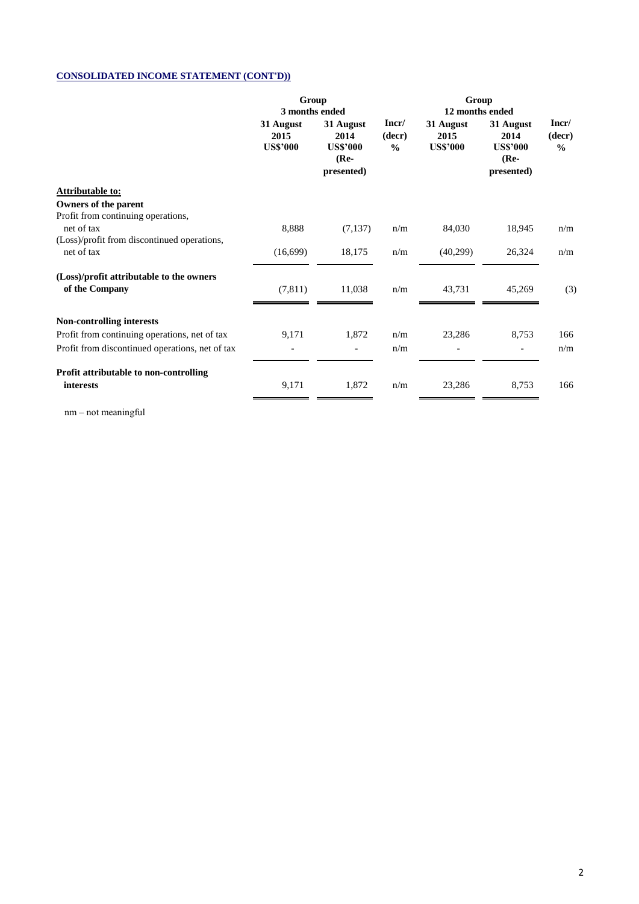**CONSOLIDATED INCOME STATEMENT (CONT'D))**

| | Group 3 months ended | | | Group 12 months ended | | |
|---|---|---|---|---|---|---|
| | 31 August 2015 US$'000 | 31 August 2014 US$'000 (Re-presented) | Incr/ (decr) % | 31 August 2015 US$'000 | 31 August 2014 US$'000 (Re-presented) | Incr/ (decr) % |
| **Attributable to:** | | | | | | |
| **Owners of the parent** | | | | | | |
| Profit from continuing operations, net of tax | 8,888 | (7,137) | n/m | 84,030 | 18,945 | n/m |
| (Loss)/profit from discontinued operations, net of tax | (16,699) | 18,175 | n/m | (40,299) | 26,324 | n/m |
| **(Loss)/profit attributable to the owners of the Company** | (7,811) | 11,038 | n/m | 43,731 | 45,269 | (3) |
| **Non-controlling interests** | | | | | | |
| Profit from continuing operations, net of tax | 9,171 | 1,872 | n/m | 23,286 | 8,753 | 166 |
| Profit from discontinued operations, net of tax | - | - | n/m | - | - | n/m |
| **Profit attributable to non-controlling interests** | 9,171 | 1,872 | n/m | 23,286 | 8,753 | 166 |

nm – not meaningful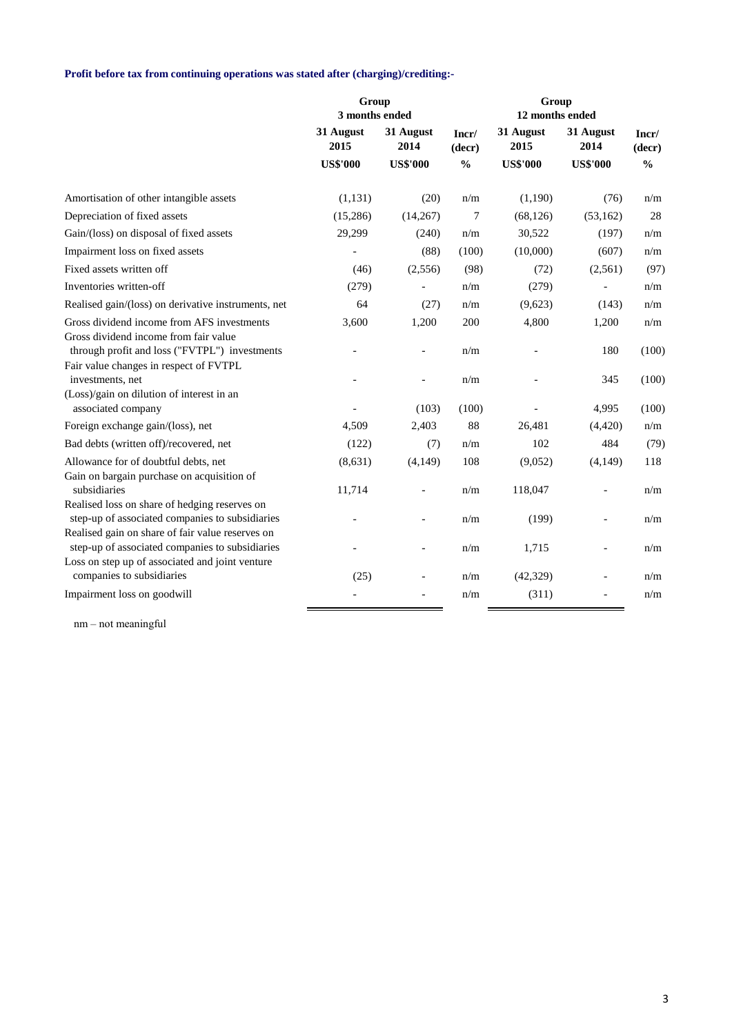**Profit before tax from continuing operations was stated after (charging)/crediting:-**

| | Group 3 months ended | | | Group 12 months ended | | |
|---|---|---|---|---|---|---|
| | 31 August 2015 | 31 August 2014 | Incr/ (decr) | 31 August 2015 | 31 August 2014 | Incr/ (decr) |
| | US$'000 | US$'000 | % | US$'000 | US$'000 | % |
| Amortisation of other intangible assets | (1,131) | (20) | n/m | (1,190) | (76) | n/m |
| Depreciation of fixed assets | (15,286) | (14,267) | 7 | (68,126) | (53,162) | 28 |
| Gain/(loss) on disposal of fixed assets | 29,299 | (240) | n/m | 30,522 | (197) | n/m |
| Impairment loss on fixed assets | - | (88) | (100) | (10,000) | (607) | n/m |
| Fixed assets written off | (46) | (2,556) | (98) | (72) | (2,561) | (97) |
| Inventories written-off | (279) | - | n/m | (279) | - | n/m |
| Realised gain/(loss) on derivative instruments, net | 64 | (27) | n/m | (9,623) | (143) | n/m |
| Gross dividend income from AFS investments | 3,600 | 1,200 | 200 | 4,800 | 1,200 | n/m |
| Gross dividend income from fair value through profit and loss ("FVTPL") investments | - | - | n/m | - | 180 | (100) |
| Fair value changes in respect of FVTPL investments, net | - | - | n/m | - | 345 | (100) |
| (Loss)/gain on dilution of interest in an associated company | - | (103) | (100) | - | 4,995 | (100) |
| Foreign exchange gain/(loss), net | 4,509 | 2,403 | 88 | 26,481 | (4,420) | n/m |
| Bad debts (written off)/recovered, net | (122) | (7) | n/m | 102 | 484 | (79) |
| Allowance for of doubtful debts, net | (8,631) | (4,149) | 108 | (9,052) | (4,149) | 118 |
| Gain on bargain purchase on acquisition of subsidiaries | 11,714 | - | n/m | 118,047 | - | n/m |
| Realised loss on share of hedging reserves on step-up of associated companies to subsidiaries | - | - | n/m | (199) | - | n/m |
| Realised gain on share of fair value reserves on step-up of associated companies to subsidiaries | - | - | n/m | 1,715 | - | n/m |
| Loss on step up of associated and joint venture companies to subsidiaries | (25) | - | n/m | (42,329) | - | n/m |
| Impairment loss on goodwill | - | - | n/m | (311) | - | n/m |

nm – not meaningful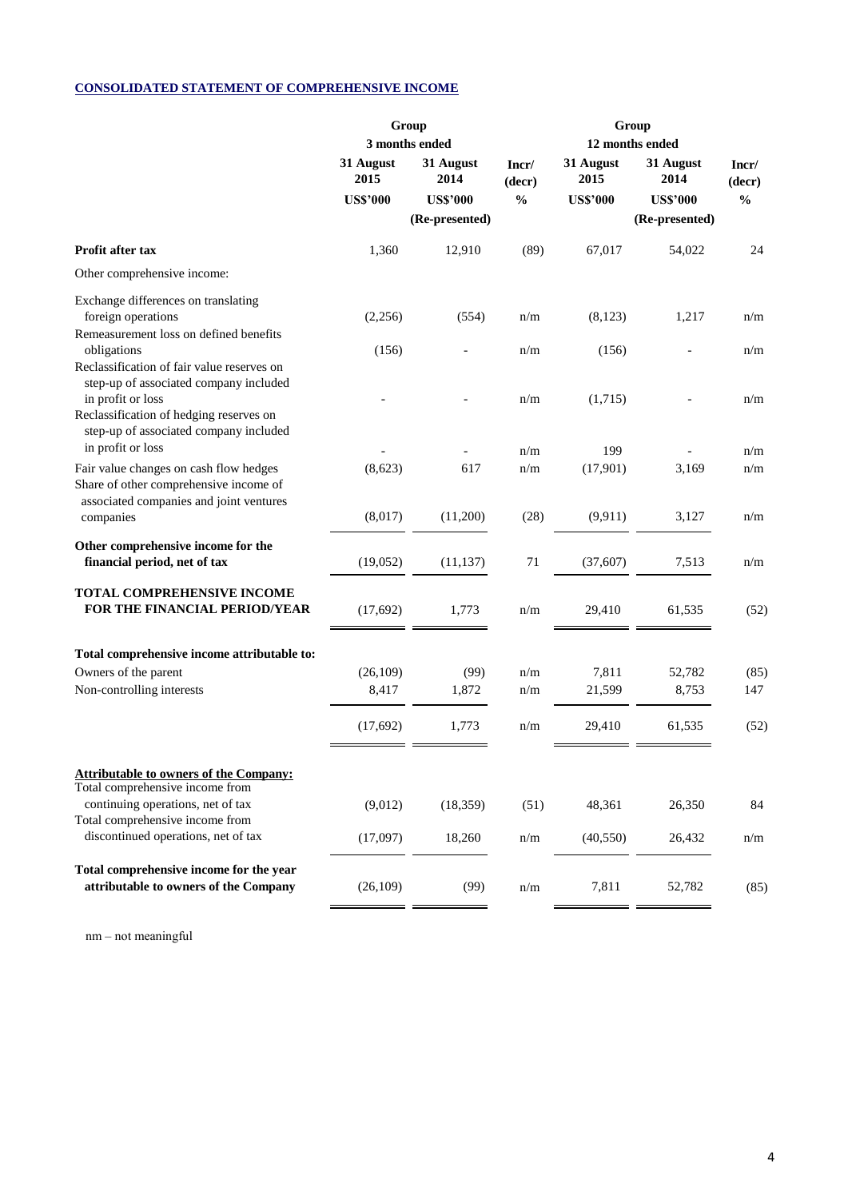**CONSOLIDATED STATEMENT OF COMPREHENSIVE INCOME**

| | Group | | | Group | | |
|---|---|---|---|---|---|---|
| | 3 months ended | | | 12 months ended | | |
| | 31 August 2015 | 31 August 2014 | Incr/ (decr) | 31 August 2015 | 31 August 2014 | Incr/ (decr) |
| | US$'000 | US$'000 | % | US$'000 | US$'000 | % |
| | | (Re-presented) | | | (Re-presented) | |
| **Profit after tax** | 1,360 | 12,910 | (89) | 67,017 | 54,022 | 24 |
| Other comprehensive income: | | | | | | |
| Exchange differences on translating foreign operations | (2,256) | (554) | n/m | (8,123) | 1,217 | n/m |
| Remeasurement loss on defined benefits obligations | (156) | - | n/m | (156) | - | n/m |
| Reclassification of fair value reserves on step-up of associated company included in profit or loss | - | - | n/m | (1,715) | - | n/m |
| Reclassification of hedging reserves on step-up of associated company included in profit or loss | - | - | n/m | 199 | - | n/m |
| Fair value changes on cash flow hedges | (8,623) | 617 | n/m | (17,901) | 3,169 | n/m |
| Share of other comprehensive income of associated companies and joint ventures companies | (8,017) | (11,200) | (28) | (9,911) | 3,127 | n/m |
| **Other comprehensive income for the financial period, net of tax** | (19,052) | (11,137) | 71 | (37,607) | 7,513 | n/m |
| **TOTAL COMPREHENSIVE INCOME FOR THE FINANCIAL PERIOD/YEAR** | (17,692) | 1,773 | n/m | 29,410 | 61,535 | (52) |
| **Total comprehensive income attributable to:** | | | | | | |
| Owners of the parent | (26,109) | (99) | n/m | 7,811 | 52,782 | (85) |
| Non-controlling interests | 8,417 | 1,872 | n/m | 21,599 | 8,753 | 147 |
| | (17,692) | 1,773 | n/m | 29,410 | 61,535 | (52) |
| **Attributable to owners of the Company:** | | | | | | |
| Total comprehensive income from continuing operations, net of tax | (9,012) | (18,359) | (51) | 48,361 | 26,350 | 84 |
| Total comprehensive income from discontinued operations, net of tax | (17,097) | 18,260 | n/m | (40,550) | 26,432 | n/m |
| **Total comprehensive income for the year attributable to owners of the Company** | (26,109) | (99) | n/m | 7,811 | 52,782 | (85) |

nm – not meaningful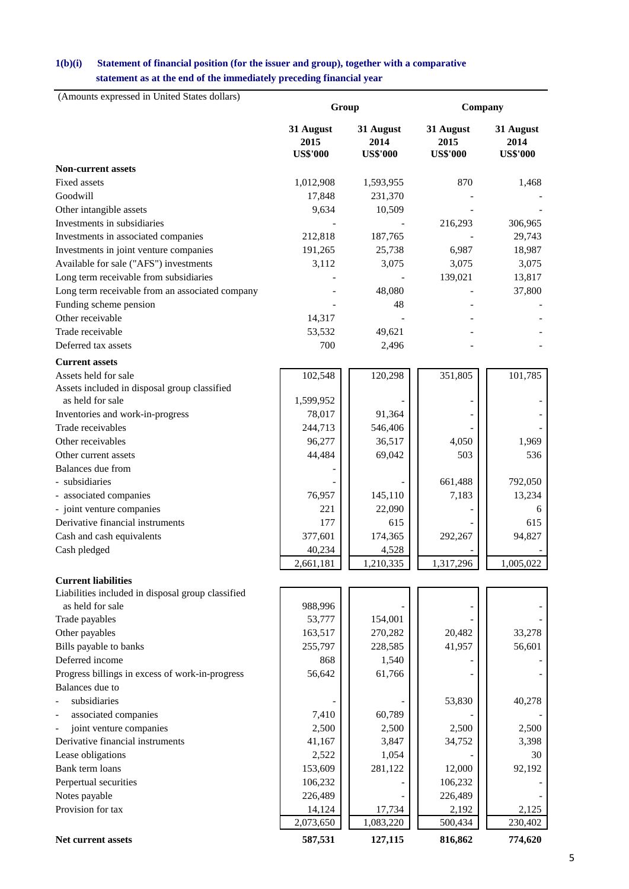### 1(b)(i) Statement of financial position (for the issuer and group), together with a comparative statement as at the end of the immediately preceding financial year

(Amounts expressed in United States dollars)

| | Group | | Company | |
|---|---|---|---|---|
| | 31 August 2015 US$'000 | 31 August 2014 US$'000 | 31 August 2015 US$'000 | 31 August 2014 US$'000 |
| **Non-current assets** | | | | |
| Fixed assets | 1,012,908 | 1,593,955 | 870 | 1,468 |
| Goodwill | 17,848 | 231,370 | - | - |
| Other intangible assets | 9,634 | 10,509 | - | - |
| Investments in subsidiaries | - | - | 216,293 | 306,965 |
| Investments in associated companies | 212,818 | 187,765 | - | 29,743 |
| Investments in joint venture companies | 191,265 | 25,738 | 6,987 | 18,987 |
| Available for sale ("AFS") investments | 3,112 | 3,075 | 3,075 | 3,075 |
| Long term receivable from subsidiaries | - | - | 139,021 | 13,817 |
| Long term receivable from an associated company | - | 48,080 | - | 37,800 |
| Funding scheme pension | - | 48 | - | - |
| Other receivable | 14,317 | - | - | - |
| Trade receivable | 53,532 | 49,621 | - | - |
| Deferred tax assets | 700 | 2,496 | - | - |
| **Current assets** | | | | |
| Assets held for sale | 102,548 | 120,298 | 351,805 | 101,785 |
| Assets included in disposal group classified as held for sale | 1,599,952 | - | - | - |
| Inventories and work-in-progress | 78,017 | 91,364 | - | - |
| Trade receivables | 244,713 | 546,406 | - | - |
| Other receivables | 96,277 | 36,517 | 4,050 | 1,969 |
| Other current assets | 44,484 | 69,042 | 503 | 536 |
| Balances due from | - | | | |
| - subsidiaries | - | - | 661,488 | 792,050 |
| - associated companies | 76,957 | 145,110 | 7,183 | 13,234 |
| - joint venture companies | 221 | 22,090 | - | 6 |
| Derivative financial instruments | 177 | 615 | - | 615 |
| Cash and cash equivalents | 377,601 | 174,365 | 292,267 | 94,827 |
| Cash pledged | 40,234 | 4,528 | - | - |
| | 2,661,181 | 1,210,335 | 1,317,296 | 1,005,022 |
| **Current liabilities** | | | | |
| Liabilities included in disposal group classified as held for sale | 988,996 | - | - | - |
| Trade payables | 53,777 | 154,001 | - | - |
| Other payables | 163,517 | 270,282 | 20,482 | 33,278 |
| Bills payable to banks | 255,797 | 228,585 | 41,957 | 56,601 |
| Deferred income | 868 | 1,540 | - | - |
| Progress billings in excess of work-in-progress | 56,642 | 61,766 | - | - |
| Balances due to | | | | |
| - subsidiaries | - | - | 53,830 | 40,278 |
| - associated companies | 7,410 | 60,789 | - | - |
| - joint venture companies | 2,500 | 2,500 | 2,500 | 2,500 |
| Derivative financial instruments | 41,167 | 3,847 | 34,752 | 3,398 |
| Lease obligations | 2,522 | 1,054 | - | 30 |
| Bank term loans | 153,609 | 281,122 | 12,000 | 92,192 |
| Perpertual securities | 106,232 | - | 106,232 | - |
| Notes payable | 226,489 | - | 226,489 | - |
| Provision for tax | 14,124 | 17,734 | 2,192 | 2,125 |
| | 2,073,650 | 1,083,220 | 500,434 | 230,402 |
| **Net current assets** | **587,531** | **127,115** | **816,862** | **774,620** |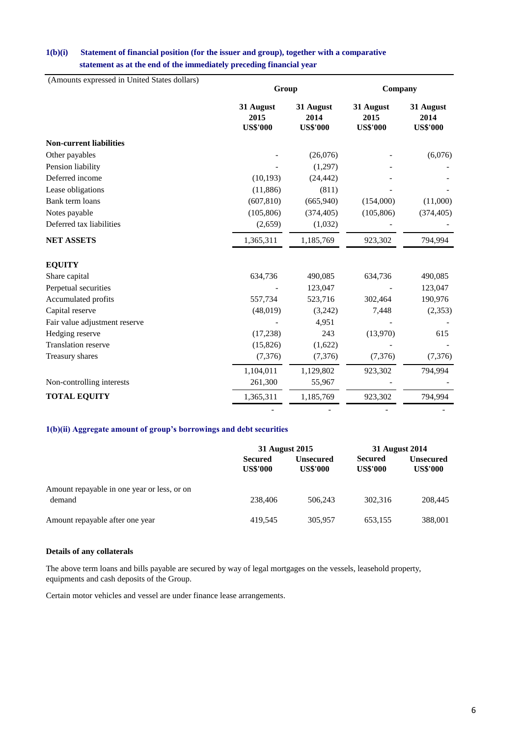## 1(b)(i) Statement of financial position (for the issuer and group), together with a comparative statement as at the end of the immediately preceding financial year

| (Amounts expressed in United States dollars) | Group | | Company | |
|---|---|---|---|---|
| | 31 August 2015 US$'000 | 31 August 2014 US$'000 | 31 August 2015 US$'000 | 31 August 2014 US$'000 |
| **Non-current liabilities** | | | | |
| Other payables | - | (26,076) | - | (6,076) |
| Pension liability | - | (1,297) | - | - |
| Deferred income | (10,193) | (24,442) | - | - |
| Lease obligations | (11,886) | (811) | - | - |
| Bank term loans | (607,810) | (665,940) | (154,000) | (11,000) |
| Notes payable | (105,806) | (374,405) | (105,806) | (374,405) |
| Deferred tax liabilities | (2,659) | (1,032) | - | - |
| **NET ASSETS** | 1,365,311 | 1,185,769 | 923,302 | 794,994 |
| | | | | |
| **EQUITY** | | | | |
| Share capital | 634,736 | 490,085 | 634,736 | 490,085 |
| Perpetual securities | - | 123,047 | - | 123,047 |
| Accumulated profits | 557,734 | 523,716 | 302,464 | 190,976 |
| Capital reserve | (48,019) | (3,242) | 7,448 | (2,353) |
| Fair value adjustment reserve | - | 4,951 | - | - |
| Hedging reserve | (17,238) | 243 | (13,970) | 615 |
| Translation reserve | (15,826) | (1,622) | - | - |
| Treasury shares | (7,376) | (7,376) | (7,376) | (7,376) |
| | 1,104,011 | 1,129,802 | 923,302 | 794,994 |
| Non-controlling interests | 261,300 | 55,967 | - | - |
| **TOTAL EQUITY** | 1,365,311 | 1,185,769 | 923,302 | 794,994 |
| | - | - | - | - |

## 1(b)(ii) Aggregate amount of group's borrowings and debt securities

| | 31 August 2015 | | 31 August 2014 | |
|---|---|---|---|---|
| | Secured US$'000 | Unsecured US$'000 | Secured US$'000 | Unsecured US$'000 |
| Amount repayable in one year or less, or on demand | 238,406 | 506,243 | 302,316 | 208,445 |
| Amount repayable after one year | 419,545 | 305,957 | 653,155 | 388,001 |

**Details of any collaterals**

The above term loans and bills payable are secured by way of legal mortgages on the vessels, leasehold property, equipments and cash deposits of the Group.

Certain motor vehicles and vessel are under finance lease arrangements.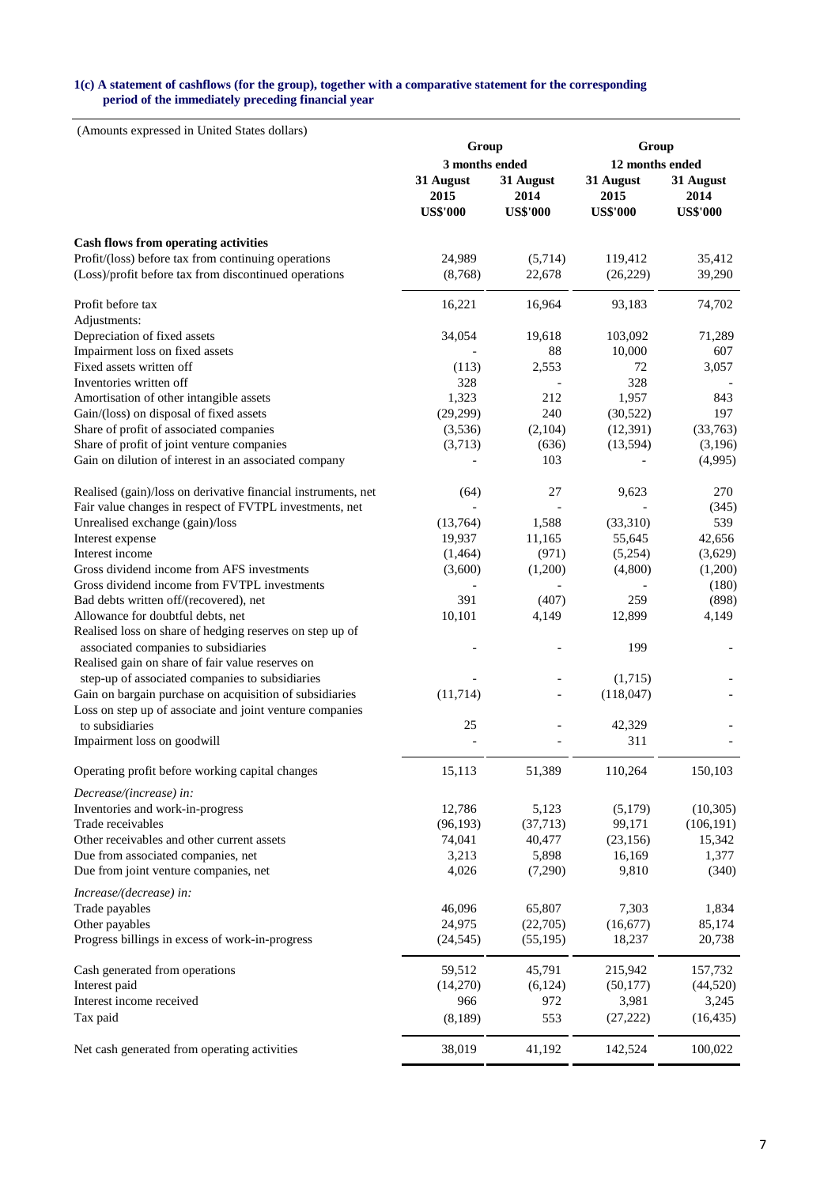### 1(c) A statement of cashflows (for the group), together with a comparative statement for the corresponding period of the immediately preceding financial year

(Amounts expressed in United States dollars)

| | Group | | Group | |
|---|---|---|---|---|
| | 3 months ended | | 12 months ended | |
| | 31 August 2015 US$'000 | 31 August 2014 US$'000 | 31 August 2015 US$'000 | 31 August 2014 US$'000 |
| **Cash flows from operating activities** | | | | |
| Profit/(loss) before tax from continuing operations | 24,989 | (5,714) | 119,412 | 35,412 |
| (Loss)/profit before tax from discontinued operations | (8,768) | 22,678 | (26,229) | 39,290 |
| Profit before tax | 16,221 | 16,964 | 93,183 | 74,702 |
| Adjustments: | | | | |
| Depreciation of fixed assets | 34,054 | 19,618 | 103,092 | 71,289 |
| Impairment loss on fixed assets | - | 88 | 10,000 | 607 |
| Fixed assets written off | (113) | 2,553 | 72 | 3,057 |
| Inventories written off | 328 | - | 328 | - |
| Amortisation of other intangible assets | 1,323 | 212 | 1,957 | 843 |
| Gain/(loss) on disposal of fixed assets | (29,299) | 240 | (30,522) | 197 |
| Share of profit of associated companies | (3,536) | (2,104) | (12,391) | (33,763) |
| Share of profit of joint venture companies | (3,713) | (636) | (13,594) | (3,196) |
| Gain on dilution of interest in an associated company | - | 103 | - | (4,995) |
| Realised (gain)/loss on derivative financial instruments, net | (64) | 27 | 9,623 | 270 |
| Fair value changes in respect of FVTPL investments, net | - | - | - | (345) |
| Unrealised exchange (gain)/loss | (13,764) | 1,588 | (33,310) | 539 |
| Interest expense | 19,937 | 11,165 | 55,645 | 42,656 |
| Interest income | (1,464) | (971) | (5,254) | (3,629) |
| Gross dividend income from AFS investments | (3,600) | (1,200) | (4,800) | (1,200) |
| Gross dividend income from FVTPL investments | - | - | - | (180) |
| Bad debts written off/(recovered), net | 391 | (407) | 259 | (898) |
| Allowance for doubtful debts, net | 10,101 | 4,149 | 12,899 | 4,149 |
| Realised loss on share of hedging reserves on step up of associated companies to subsidiaries | - | - | 199 | - |
| Realised gain on share of fair value reserves on step-up of associated companies to subsidiaries | - | - | (1,715) | - |
| Gain on bargain purchase on acquisition of subsidiaries | (11,714) | - | (118,047) | - |
| Loss on step up of associate and joint venture companies to subsidiaries | 25 | - | 42,329 | - |
| Impairment loss on goodwill | - | - | 311 | - |
| Operating profit before working capital changes | 15,113 | 51,389 | 110,264 | 150,103 |
| *Decrease/(increase) in:* | | | | |
| Inventories and work-in-progress | 12,786 | 5,123 | (5,179) | (10,305) |
| Trade receivables | (96,193) | (37,713) | 99,171 | (106,191) |
| Other receivables and other current assets | 74,041 | 40,477 | (23,156) | 15,342 |
| Due from associated companies, net | 3,213 | 5,898 | 16,169 | 1,377 |
| Due from joint venture companies, net | 4,026 | (7,290) | 9,810 | (340) |
| *Increase/(decrease) in:* | | | | |
| Trade payables | 46,096 | 65,807 | 7,303 | 1,834 |
| Other payables | 24,975 | (22,705) | (16,677) | 85,174 |
| Progress billings in excess of work-in-progress | (24,545) | (55,195) | 18,237 | 20,738 |
| Cash generated from operations | 59,512 | 45,791 | 215,942 | 157,732 |
| Interest paid | (14,270) | (6,124) | (50,177) | (44,520) |
| Interest income received | 966 | 972 | 3,981 | 3,245 |
| Tax paid | (8,189) | 553 | (27,222) | (16,435) |
| Net cash generated from operating activities | 38,019 | 41,192 | 142,524 | 100,022 |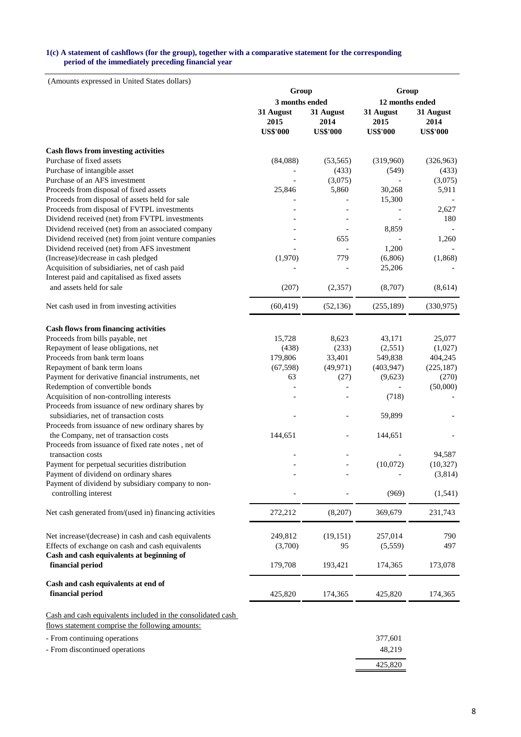### 1(c) A statement of cashflows (for the group), together with a comparative statement for the corresponding period of the immediately preceding financial year

(Amounts expressed in United States dollars)

| | Group | | Group | |
|---|---|---|---|---|
| | 3 months ended | | 12 months ended | |
| | 31 August 2015 US$'000 | 31 August 2014 US$'000 | 31 August 2015 US$'000 | 31 August 2014 US$'000 |
| **Cash flows from investing activities** | | | | |
| Purchase of fixed assets | (84,088) | (53,565) | (319,960) | (326,963) |
| Purchase of intangible asset | - | (433) | (549) | (433) |
| Purchase of an AFS investment | - | (3,075) | - | (3,075) |
| Proceeds from disposal of fixed assets | 25,846 | 5,860 | 30,268 | 5,911 |
| Proceeds from disposal of assets held for sale | - | - | 15,300 | - |
| Proceeds from disposal of FVTPL investments | - | - | - | 2,627 |
| Dividend received (net) from FVTPL investments | - | - | - | 180 |
| Dividend received (net) from an associated company | - | - | 8,859 | - |
| Dividend received (net) from joint venture companies | - | 655 | - | 1,260 |
| Dividend received (net) from AFS investment | - | - | 1,200 | - |
| (Increase)/decrease in cash pledged | (1,970) | 779 | (6,806) | (1,868) |
| Acquisition of subsidiaries, net of cash paid | - | - | 25,206 | - |
| Interest paid and capitalised as fixed assets and assets held for sale | (207) | (2,357) | (8,707) | (8,614) |
| Net cash used in from investing activities | (60,419) | (52,136) | (255,189) | (330,975) |
| **Cash flows from financing activities** | | | | |
| Proceeds from bills payable, net | 15,728 | 8,623 | 43,171 | 25,077 |
| Repayment of lease obligations, net | (438) | (233) | (2,551) | (1,027) |
| Proceeds from bank term loans | 179,806 | 33,401 | 549,838 | 404,245 |
| Repayment of bank term loans | (67,598) | (49,971) | (403,947) | (225,187) |
| Payment for derivative financial instruments, net | 63 | (27) | (9,623) | (270) |
| Redemption of convertible bonds | - | - | - | (50,000) |
| Acquisition of non-controlling interests | - | - | (718) | - |
| Proceeds from issuance of new ordinary shares by subsidiaries, net of transaction costs | - | - | 59,899 | - |
| Proceeds from issuance of new ordinary shares by the Company, net of transaction costs | 144,651 | - | 144,651 | - |
| Proceeds from issuance of fixed rate notes , net of transaction costs | - | - | - | 94,587 |
| Payment for perpetual securities distribution | - | - | (10,072) | (10,327) |
| Payment of dividend on ordinary shares | - | - | - | (3,814) |
| Payment of dividend by subsidiary company to non-controlling interest | - | - | (969) | (1,541) |
| Net cash generated from/(used in) financing activities | 272,212 | (8,207) | 369,679 | 231,743 |
| Net increase/(decrease) in cash and cash equivalents | 249,812 | (19,151) | 257,014 | 790 |
| Effects of exchange on cash and cash equivalents | (3,700) | 95 | (5,559) | 497 |
| **Cash and cash equivalents at beginning of financial period** | 179,708 | 193,421 | 174,365 | 173,078 |
| **Cash and cash equivalents at end of financial period** | 425,820 | 174,365 | 425,820 | 174,365 |

Cash and cash equivalents included in the consolidated cash flows statement comprise the following amounts:

| | | | | |
|---|---|---|---|---|
| - From continuing operations | | | 377,601 | |
| - From discontinued operations | | | 48,219 | |
| | | | 425,820 | |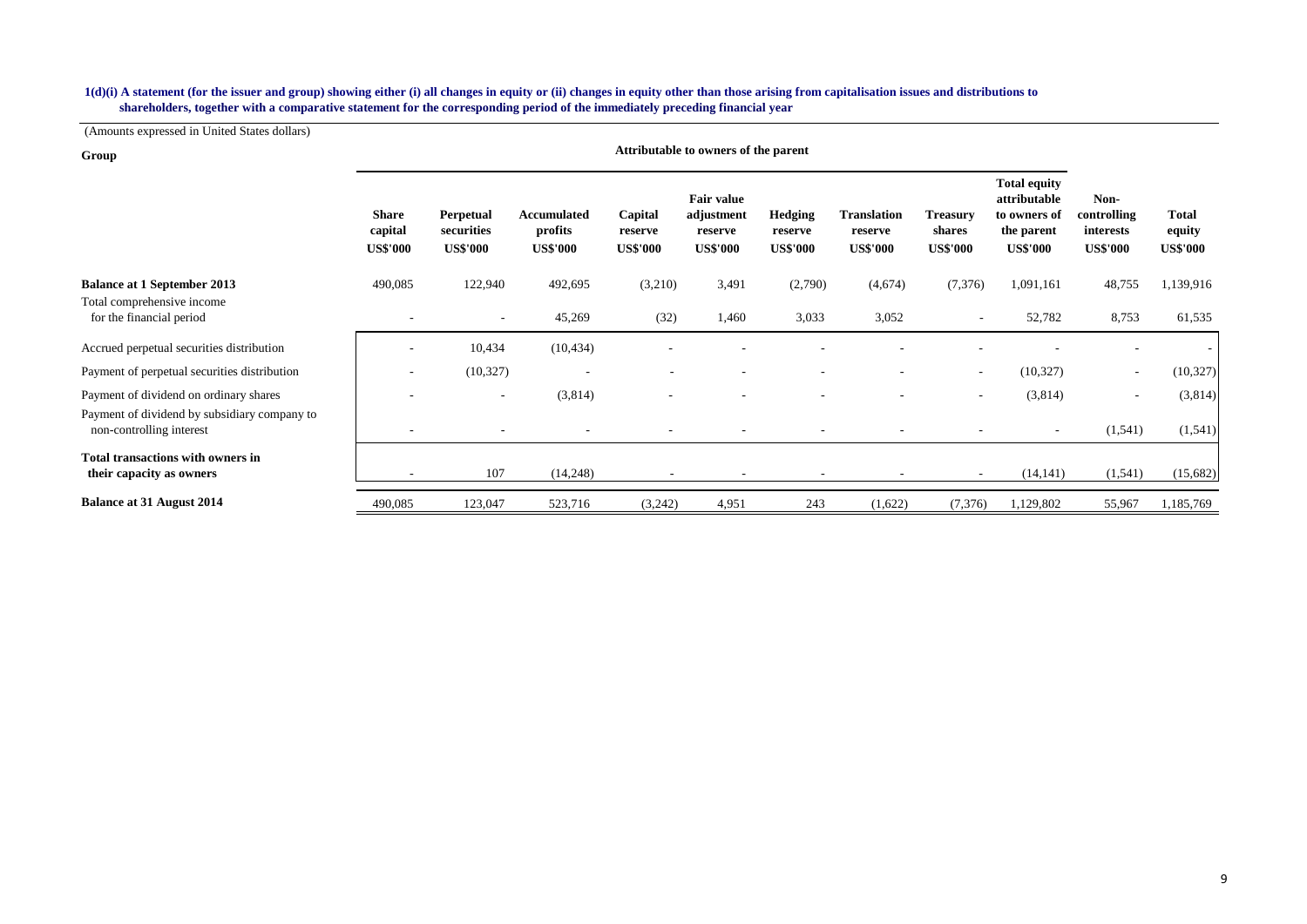**1(d)(i) A statement (for the issuer and group) showing either (i) all changes in equity or (ii) changes in equity other than those arising from capitalisation issues and distributions to shareholders, together with a comparative statement for the corresponding period of the immediately preceding financial year**

(Amounts expressed in United States dollars)

**Group**

| | Attributable to owners of the parent | | | | | | | | | | |
|---|---|---|---|---|---|---|---|---|---|---|---|
| | **Share capital US$'000** | **Perpetual securities US$'000** | **Accumulated profits US$'000** | **Capital reserve US$'000** | **Fair value adjustment reserve US$'000** | **Hedging reserve US$'000** | **Translation reserve US$'000** | **Treasury shares US$'000** | **Total equity attributable to owners of the parent US$'000** | **Non-controlling interests US$'000** | **Total equity US$'000** |
| **Balance at 1 September 2013** | 490,085 | 122,940 | 492,695 | (3,210) | 3,491 | (2,790) | (4,674) | (7,376) | 1,091,161 | 48,755 | 1,139,916 |
| Total comprehensive income for the financial period | - | - | 45,269 | (32) | 1,460 | 3,033 | 3,052 | - | 52,782 | 8,753 | 61,535 |
| Accrued perpetual securities distribution | - | 10,434 | (10,434) | - | - | - | - | - | - | - | - |
| Payment of perpetual securities distribution | - | (10,327) | - | - | - | - | - | - | (10,327) | - | (10,327) |
| Payment of dividend on ordinary shares | - | - | (3,814) | - | - | - | - | - | (3,814) | - | (3,814) |
| Payment of dividend by subsidiary company to non-controlling interest | - | - | - | - | - | - | - | - | - | (1,541) | (1,541) |
| **Total transactions with owners in their capacity as owners** | - | 107 | (14,248) | - | - | - | - | - | (14,141) | (1,541) | (15,682) |
| **Balance at 31 August 2014** | 490,085 | 123,047 | 523,716 | (3,242) | 4,951 | 243 | (1,622) | (7,376) | 1,129,802 | 55,967 | 1,185,769 |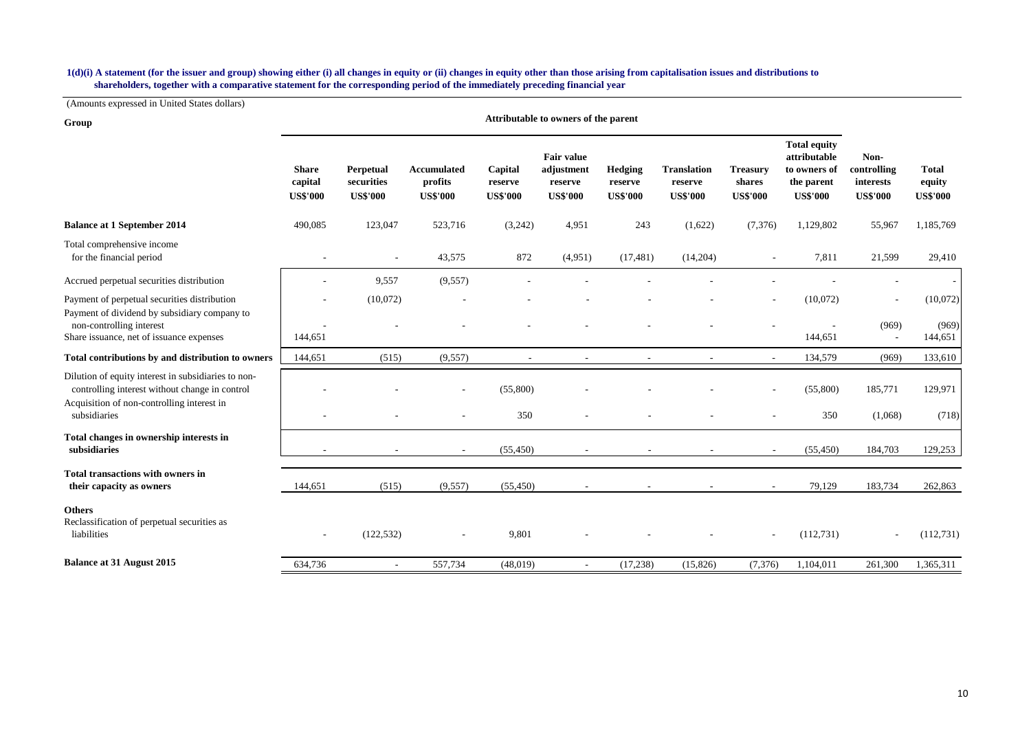**1(d)(i) A statement (for the issuer and group) showing either (i) all changes in equity or (ii) changes in equity other than those arising from capitalisation issues and distributions to shareholders, together with a comparative statement for the corresponding period of the immediately preceding financial year**

(Amounts expressed in United States dollars)

| Group | Attributable to owners of the parent | | | | | | | | | | |
|---|---|---|---|---|---|---|---|---|---|---|---|
| | Share capital US$'000 | Perpetual securities US$'000 | Accumulated profits US$'000 | Capital reserve US$'000 | Fair value adjustment reserve US$'000 | Hedging reserve US$'000 | Translation reserve US$'000 | Treasury shares US$'000 | Total equity attributable to owners of the parent US$'000 | Non-controlling interests US$'000 | Total equity US$'000 |
| **Balance at 1 September 2014** | 490,085 | 123,047 | 523,716 | (3,242) | 4,951 | 243 | (1,622) | (7,376) | 1,129,802 | 55,967 | 1,185,769 |
| Total comprehensive income for the financial period | - | - | 43,575 | 872 | (4,951) | (17,481) | (14,204) | - | 7,811 | 21,599 | 29,410 |
| Accrued perpetual securities distribution | - | 9,557 | (9,557) | - | - | - | - | - | - | - | - |
| Payment of perpetual securities distribution | - | (10,072) | - | - | - | - | - | - | (10,072) | - | (10,072) |
| Payment of dividend by subsidiary company to non-controlling interest | - | - | - | - | - | - | - | - | - | (969) | (969) |
| Share issuance, net of issuance expenses | 144,651 | | | | | | | | 144,651 | - | 144,651 |
| **Total contributions by and distribution to owners** | 144,651 | (515) | (9,557) | - | - | - | - | - | 134,579 | (969) | 133,610 |
| Dilution of equity interest in subsidiaries to non-controlling interest without change in control | - | - | - | (55,800) | - | - | - | - | (55,800) | 185,771 | 129,971 |
| Acquisition of non-controlling interest in subsidiaries | - | - | - | 350 | - | - | - | - | 350 | (1,068) | (718) |
| **Total changes in ownership interests in subsidiaries** | - | - | - | (55,450) | - | - | - | - | (55,450) | 184,703 | 129,253 |
| **Total transactions with owners in their capacity as owners** | 144,651 | (515) | (9,557) | (55,450) | - | - | - | - | 79,129 | 183,734 | 262,863 |
| **Others** | | | | | | | | | | | |
| Reclassification of perpetual securities as liabilities | - | (122,532) | - | 9,801 | - | - | - | - | (112,731) | - | (112,731) |
| **Balance at 31 August 2015** | 634,736 | - | 557,734 | (48,019) | - | (17,238) | (15,826) | (7,376) | 1,104,011 | 261,300 | 1,365,311 |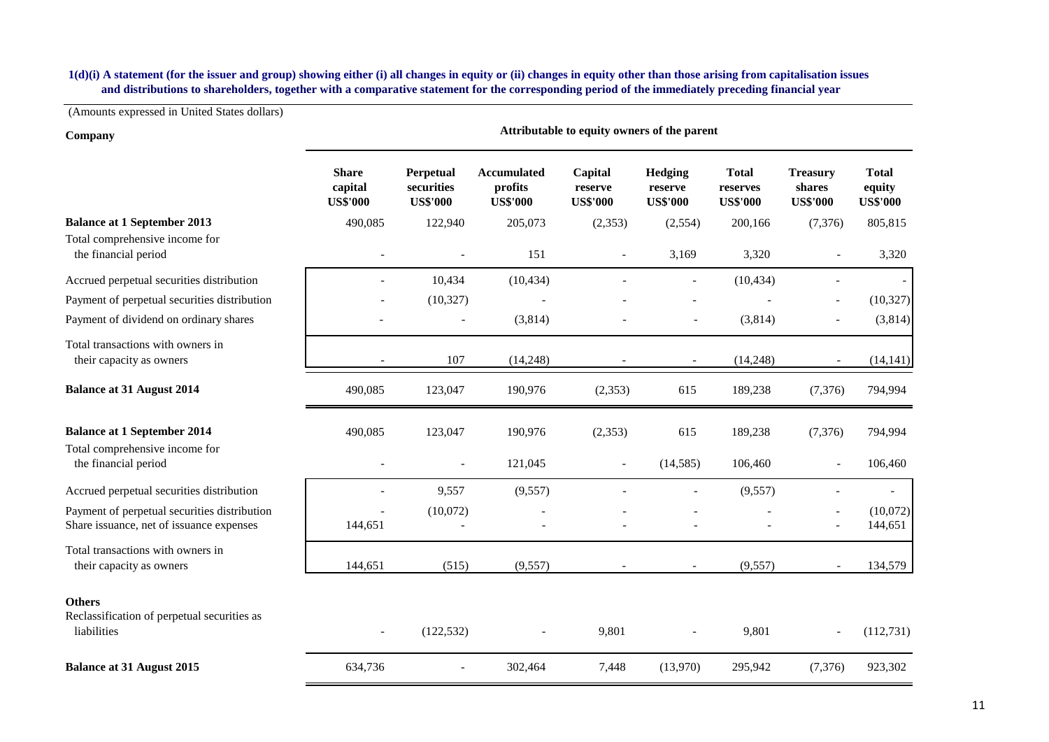**1(d)(i) A statement (for the issuer and group) showing either (i) all changes in equity or (ii) changes in equity other than those arising from capitalisation issues and distributions to shareholders, together with a comparative statement for the corresponding period of the immediately preceding financial year**

(Amounts expressed in United States dollars)

**Company**

| | Attributable to equity owners of the parent | | | | | | | |
|---|---|---|---|---|---|---|---|---|
| | **Share capital US$'000** | **Perpetual securities US$'000** | **Accumulated profits US$'000** | **Capital reserve US$'000** | **Hedging reserve US$'000** | **Total reserves US$'000** | **Treasury shares US$'000** | **Total equity US$'000** |
| **Balance at 1 September 2013** | 490,085 | 122,940 | 205,073 | (2,353) | (2,554) | 200,166 | (7,376) | 805,815 |
| Total comprehensive income for the financial period | - | - | 151 | - | 3,169 | 3,320 | - | 3,320 |
| Accrued perpetual securities distribution | - | 10,434 | (10,434) | - | - | (10,434) | - | - |
| Payment of perpetual securities distribution | - | (10,327) | - | - | - | - | - | (10,327) |
| Payment of dividend on ordinary shares | - | - | (3,814) | - | - | (3,814) | - | (3,814) |
| Total transactions with owners in their capacity as owners | - | 107 | (14,248) | - | - | (14,248) | - | (14,141) |
| **Balance at 31 August 2014** | 490,085 | 123,047 | 190,976 | (2,353) | 615 | 189,238 | (7,376) | 794,994 |
| **Balance at 1 September 2014** | 490,085 | 123,047 | 190,976 | (2,353) | 615 | 189,238 | (7,376) | 794,994 |
| Total comprehensive income for the financial period | - | - | 121,045 | - | (14,585) | 106,460 | - | 106,460 |
| Accrued perpetual securities distribution | - | 9,557 | (9,557) | - | - | (9,557) | - | - |
| Payment of perpetual securities distribution | - | (10,072) | - | - | - | - | - | (10,072) |
| Share issuance, net of issuance expenses | 144,651 | - | - | - | - | - | - | 144,651 |
| Total transactions with owners in their capacity as owners | 144,651 | (515) | (9,557) | - | - | (9,557) | - | 134,579 |
| **Others** | | | | | | | | |
| Reclassification of perpetual securities as liabilities | - | (122,532) | - | 9,801 | - | 9,801 | - | (112,731) |
| **Balance at 31 August 2015** | 634,736 | - | 302,464 | 7,448 | (13,970) | 295,942 | (7,376) | 923,302 |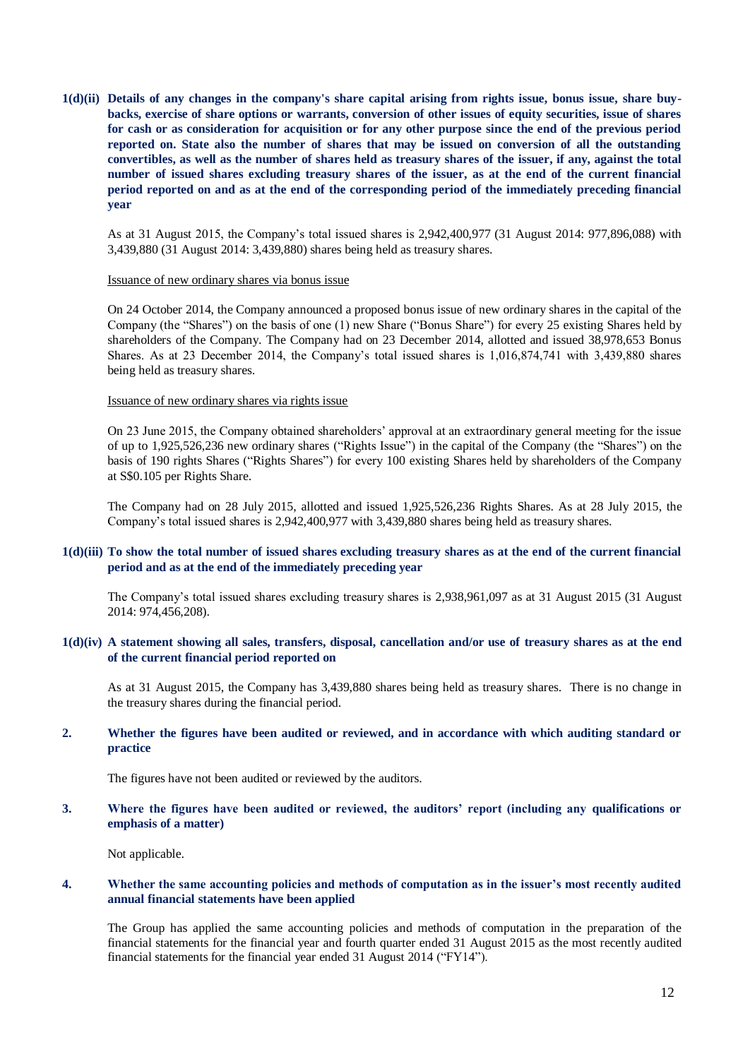**1(d)(ii) Details of any changes in the company's share capital arising from rights issue, bonus issue, share buy-backs, exercise of share options or warrants, conversion of other issues of equity securities, issue of shares for cash or as consideration for acquisition or for any other purpose since the end of the previous period reported on. State also the number of shares that may be issued on conversion of all the outstanding convertibles, as well as the number of shares held as treasury shares of the issuer, if any, against the total number of issued shares excluding treasury shares of the issuer, as at the end of the current financial period reported on and as at the end of the corresponding period of the immediately preceding financial year**

As at 31 August 2015, the Company's total issued shares is 2,942,400,977 (31 August 2014: 977,896,088) with 3,439,880 (31 August 2014: 3,439,880) shares being held as treasury shares.

Issuance of new ordinary shares via bonus issue

On 24 October 2014, the Company announced a proposed bonus issue of new ordinary shares in the capital of the Company (the "Shares") on the basis of one (1) new Share ("Bonus Share") for every 25 existing Shares held by shareholders of the Company. The Company had on 23 December 2014, allotted and issued 38,978,653 Bonus Shares. As at 23 December 2014, the Company's total issued shares is 1,016,874,741 with 3,439,880 shares being held as treasury shares.

Issuance of new ordinary shares via rights issue

On 23 June 2015, the Company obtained shareholders' approval at an extraordinary general meeting for the issue of up to 1,925,526,236 new ordinary shares ("Rights Issue") in the capital of the Company (the "Shares") on the basis of 190 rights Shares ("Rights Shares") for every 100 existing Shares held by shareholders of the Company at S$0.105 per Rights Share.

The Company had on 28 July 2015, allotted and issued 1,925,526,236 Rights Shares. As at 28 July 2015, the Company's total issued shares is 2,942,400,977 with 3,439,880 shares being held as treasury shares.

**1(d)(iii) To show the total number of issued shares excluding treasury shares as at the end of the current financial period and as at the end of the immediately preceding year**

The Company's total issued shares excluding treasury shares is 2,938,961,097 as at 31 August 2015 (31 August 2014: 974,456,208).

**1(d)(iv) A statement showing all sales, transfers, disposal, cancellation and/or use of treasury shares as at the end of the current financial period reported on**

As at 31 August 2015, the Company has 3,439,880 shares being held as treasury shares. There is no change in the treasury shares during the financial period.

**2. Whether the figures have been audited or reviewed, and in accordance with which auditing standard or practice**

The figures have not been audited or reviewed by the auditors.

**3. Where the figures have been audited or reviewed, the auditors' report (including any qualifications or emphasis of a matter)**

Not applicable.

**4. Whether the same accounting policies and methods of computation as in the issuer's most recently audited annual financial statements have been applied**

The Group has applied the same accounting policies and methods of computation in the preparation of the financial statements for the financial year and fourth quarter ended 31 August 2015 as the most recently audited financial statements for the financial year ended 31 August 2014 ("FY14").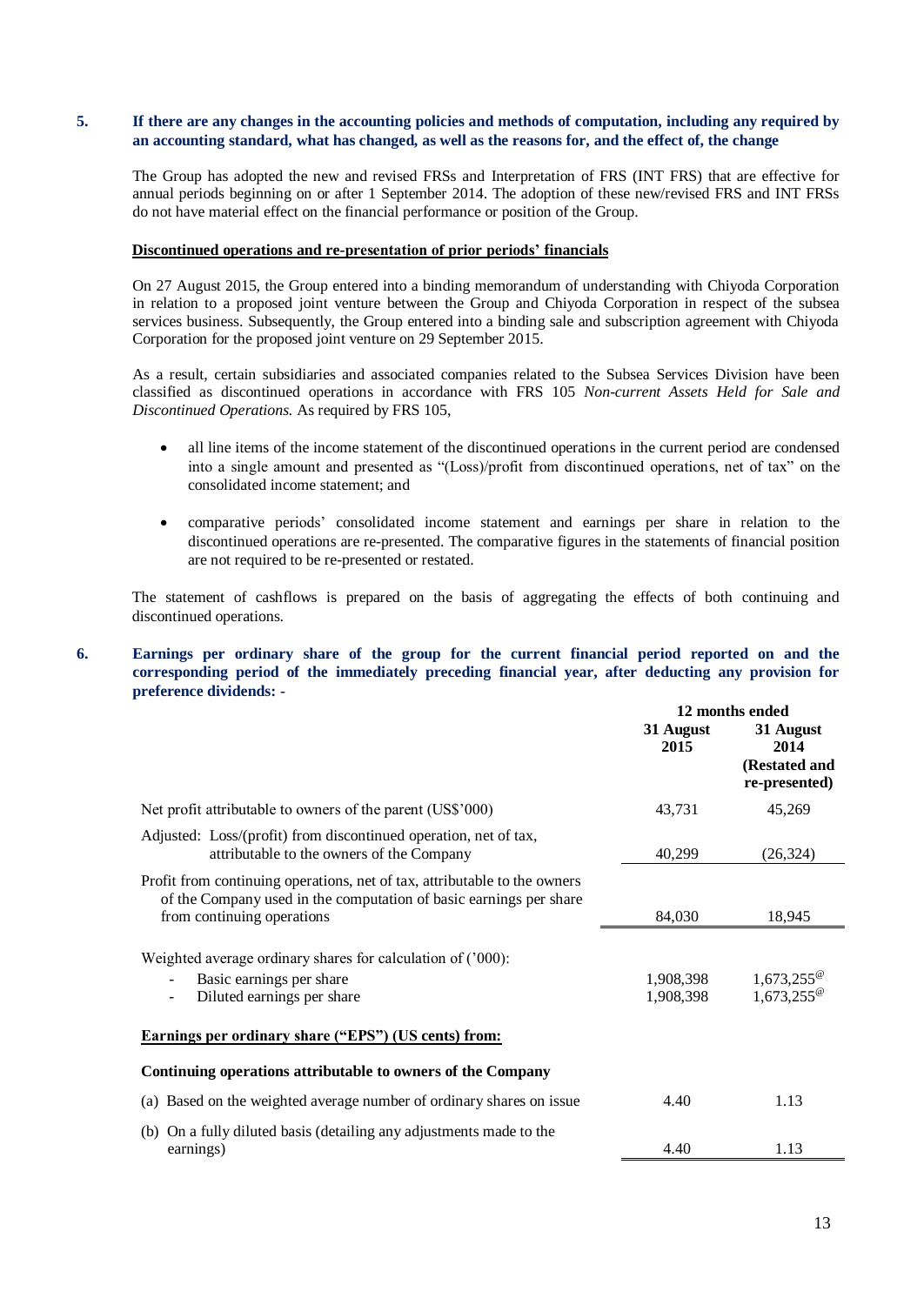## 5. If there are any changes in the accounting policies and methods of computation, including any required by an accounting standard, what has changed, as well as the reasons for, and the effect of, the change

The Group has adopted the new and revised FRSs and Interpretation of FRS (INT FRS) that are effective for annual periods beginning on or after 1 September 2014. The adoption of these new/revised FRS and INT FRSs do not have material effect on the financial performance or position of the Group.

**Discontinued operations and re-presentation of prior periods' financials**

On 27 August 2015, the Group entered into a binding memorandum of understanding with Chiyoda Corporation in relation to a proposed joint venture between the Group and Chiyoda Corporation in respect of the subsea services business. Subsequently, the Group entered into a binding sale and subscription agreement with Chiyoda Corporation for the proposed joint venture on 29 September 2015.

As a result, certain subsidiaries and associated companies related to the Subsea Services Division have been classified as discontinued operations in accordance with FRS 105 *Non-current Assets Held for Sale and Discontinued Operations.* As required by FRS 105,

- all line items of the income statement of the discontinued operations in the current period are condensed into a single amount and presented as "(Loss)/profit from discontinued operations, net of tax" on the consolidated income statement; and
- comparative periods' consolidated income statement and earnings per share in relation to the discontinued operations are re-presented. The comparative figures in the statements of financial position are not required to be re-presented or restated.

The statement of cashflows is prepared on the basis of aggregating the effects of both continuing and discontinued operations.

## 6. Earnings per ordinary share of the group for the current financial period reported on and the corresponding period of the immediately preceding financial year, after deducting any provision for preference dividends: -

| | 12 months ended | |
|---|---|---|
| | 31 August 2015 | 31 August 2014 (Restated and re-presented) |
| Net profit attributable to owners of the parent (US$'000) | 43,731 | 45,269 |
| Adjusted: Loss/(profit) from discontinued operation, net of tax, attributable to the owners of the Company | 40,299 | (26,324) |
| Profit from continuing operations, net of tax, attributable to the owners of the Company used in the computation of basic earnings per share from continuing operations | 84,030 | 18,945 |
| Weighted average ordinary shares for calculation of ('000): | | |
| - Basic earnings per share | 1,908,398 | 1,673,255[@] |
| - Diluted earnings per share | 1,908,398 | 1,673,255[@] |
| **Earnings per ordinary share ("EPS") (US cents) from:** | | |
| **Continuing operations attributable to owners of the Company** | | |
| (a) Based on the weighted average number of ordinary shares on issue | 4.40 | 1.13 |
| (b) On a fully diluted basis (detailing any adjustments made to the earnings) | 4.40 | 1.13 |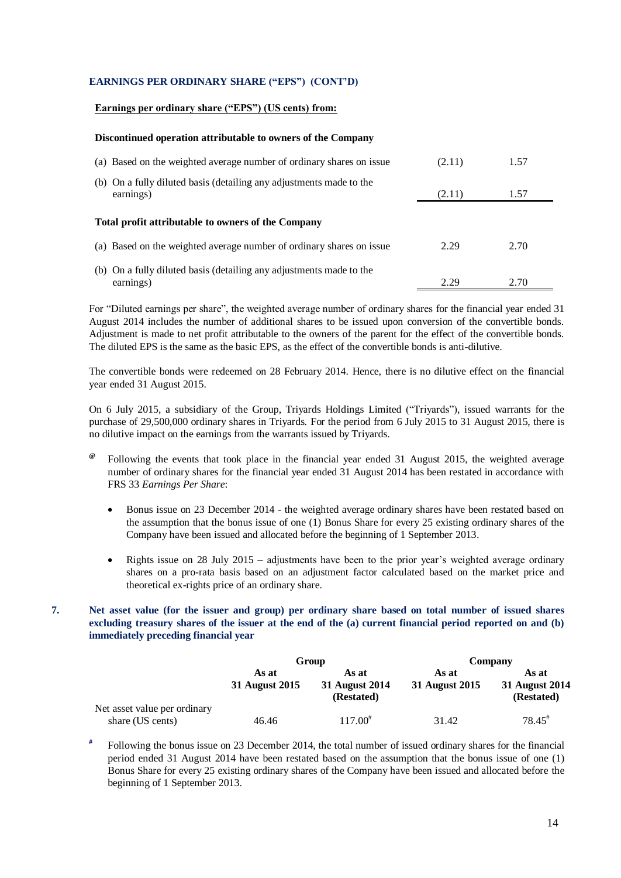**EARNINGS PER ORDINARY SHARE ("EPS") (CONT'D)**

**Earnings per ordinary share ("EPS") (US cents) from:**

| | | |
|---|---|---|
| **Discontinued operation attributable to owners of the Company** | | |
| (a) Based on the weighted average number of ordinary shares on issue | (2.11) | 1.57 |
| (b) On a fully diluted basis (detailing any adjustments made to the earnings) | (2.11) | 1.57 |
| **Total profit attributable to owners of the Company** | | |
| (a) Based on the weighted average number of ordinary shares on issue | 2.29 | 2.70 |
| (b) On a fully diluted basis (detailing any adjustments made to the earnings) | 2.29 | 2.70 |

For "Diluted earnings per share", the weighted average number of ordinary shares for the financial year ended 31 August 2014 includes the number of additional shares to be issued upon conversion of the convertible bonds. Adjustment is made to net profit attributable to the owners of the parent for the effect of the convertible bonds. The diluted EPS is the same as the basic EPS, as the effect of the convertible bonds is anti-dilutive.

The convertible bonds were redeemed on 28 February 2014. Hence, there is no dilutive effect on the financial year ended 31 August 2015.

On 6 July 2015, a subsidiary of the Group, Triyards Holdings Limited ("Triyards"), issued warrants for the purchase of 29,500,000 ordinary shares in Triyards. For the period from 6 July 2015 to 31 August 2015, there is no dilutive impact on the earnings from the warrants issued by Triyards.

[@] Following the events that took place in the financial year ended 31 August 2015, the weighted average number of ordinary shares for the financial year ended 31 August 2014 has been restated in accordance with FRS 33 *Earnings Per Share*:

- Bonus issue on 23 December 2014 - the weighted average ordinary shares have been restated based on the assumption that the bonus issue of one (1) Bonus Share for every 25 existing ordinary shares of the Company have been issued and allocated before the beginning of 1 September 2013.
- Rights issue on 28 July 2015 – adjustments have been to the prior year's weighted average ordinary shares on a pro-rata basis based on an adjustment factor calculated based on the market price and theoretical ex-rights price of an ordinary share.

**7. Net asset value (for the issuer and group) per ordinary share based on total number of issued shares excluding treasury shares of the issuer at the end of the (a) current financial period reported on and (b) immediately preceding financial year**

| | Group | | Company | |
|---|---|---|---|---|
| | As at 31 August 2015 | As at 31 August 2014 (Restated) | As at 31 August 2015 | As at 31 August 2014 (Restated) |
| Net asset value per ordinary share (US cents) | 46.46 | 117.00[#] | 31.42 | 78.45[#] |

[#] Following the bonus issue on 23 December 2014, the total number of issued ordinary shares for the financial period ended 31 August 2014 have been restated based on the assumption that the bonus issue of one (1) Bonus Share for every 25 existing ordinary shares of the Company have been issued and allocated before the beginning of 1 September 2013.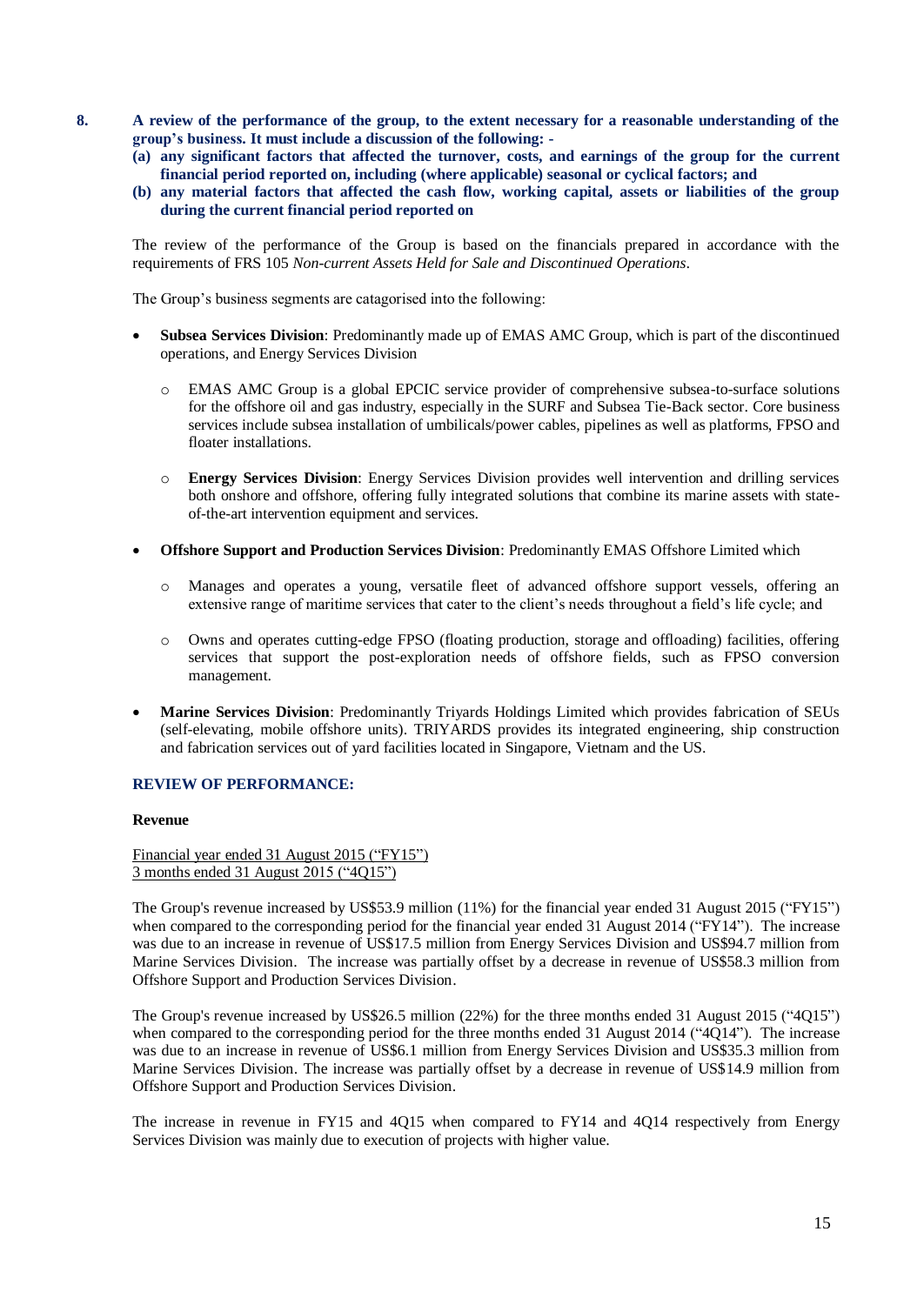**8. A review of the performance of the group, to the extent necessary for a reasonable understanding of the group's business. It must include a discussion of the following: -**

**(a) any significant factors that affected the turnover, costs, and earnings of the group for the current financial period reported on, including (where applicable) seasonal or cyclical factors; and**

**(b) any material factors that affected the cash flow, working capital, assets or liabilities of the group during the current financial period reported on**

The review of the performance of the Group is based on the financials prepared in accordance with the requirements of FRS 105 *Non-current Assets Held for Sale and Discontinued Operations*.

The Group's business segments are catagorised into the following:

- **Subsea Services Division**: Predominantly made up of EMAS AMC Group, which is part of the discontinued operations, and Energy Services Division
  - EMAS AMC Group is a global EPCIC service provider of comprehensive subsea-to-surface solutions for the offshore oil and gas industry, especially in the SURF and Subsea Tie-Back sector. Core business services include subsea installation of umbilicals/power cables, pipelines as well as platforms, FPSO and floater installations.
  - **Energy Services Division**: Energy Services Division provides well intervention and drilling services both onshore and offshore, offering fully integrated solutions that combine its marine assets with state-of-the-art intervention equipment and services.
- **Offshore Support and Production Services Division**: Predominantly EMAS Offshore Limited which
  - Manages and operates a young, versatile fleet of advanced offshore support vessels, offering an extensive range of maritime services that cater to the client's needs throughout a field's life cycle; and
  - Owns and operates cutting-edge FPSO (floating production, storage and offloading) facilities, offering services that support the post-exploration needs of offshore fields, such as FPSO conversion management.
- **Marine Services Division**: Predominantly Triyards Holdings Limited which provides fabrication of SEUs (self-elevating, mobile offshore units). TRIYARDS provides its integrated engineering, ship construction and fabrication services out of yard facilities located in Singapore, Vietnam and the US.

**REVIEW OF PERFORMANCE:**

**Revenue**

Financial year ended 31 August 2015 ("FY15")
3 months ended 31 August 2015 ("4Q15")

The Group's revenue increased by US$53.9 million (11%) for the financial year ended 31 August 2015 ("FY15") when compared to the corresponding period for the financial year ended 31 August 2014 ("FY14"). The increase was due to an increase in revenue of US$17.5 million from Energy Services Division and US$94.7 million from Marine Services Division. The increase was partially offset by a decrease in revenue of US$58.3 million from Offshore Support and Production Services Division.

The Group's revenue increased by US$26.5 million (22%) for the three months ended 31 August 2015 ("4Q15") when compared to the corresponding period for the three months ended 31 August 2014 ("4Q14"). The increase was due to an increase in revenue of US$6.1 million from Energy Services Division and US$35.3 million from Marine Services Division. The increase was partially offset by a decrease in revenue of US$14.9 million from Offshore Support and Production Services Division.

The increase in revenue in FY15 and 4Q15 when compared to FY14 and 4Q14 respectively from Energy Services Division was mainly due to execution of projects with higher value.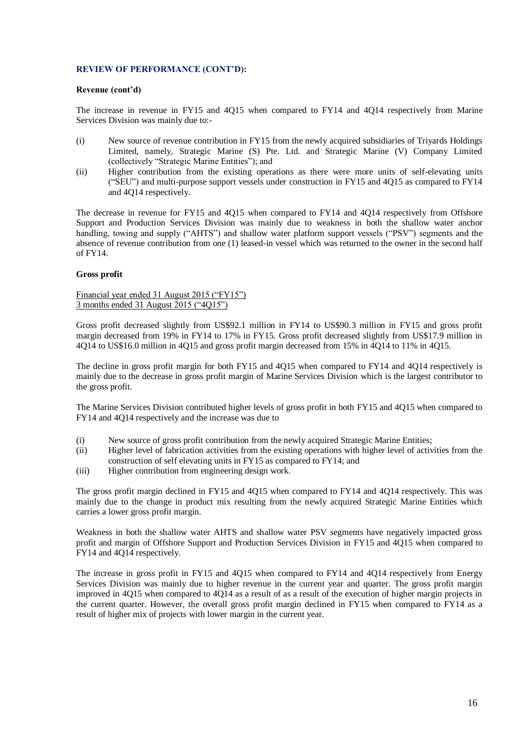## REVIEW OF PERFORMANCE (CONT'D):

**Revenue (cont'd)**

The increase in revenue in FY15 and 4Q15 when compared to FY14 and 4Q14 respectively from Marine Services Division was mainly due to:-

(i) New source of revenue contribution in FY15 from the newly acquired subsidiaries of Triyards Holdings Limited, namely, Strategic Marine (S) Pte. Ltd. and Strategic Marine (V) Company Limited (collectively "Strategic Marine Entities"); and

(ii) Higher contribution from the existing operations as there were more units of self-elevating units ("SEU") and multi-purpose support vessels under construction in FY15 and 4Q15 as compared to FY14 and 4Q14 respectively.

The decrease in revenue for FY15 and 4Q15 when compared to FY14 and 4Q14 respectively from Offshore Support and Production Services Division was mainly due to weakness in both the shallow water anchor handling, towing and supply ("AHTS") and shallow water platform support vessels ("PSV") segments and the absence of revenue contribution from one (1) leased-in vessel which was returned to the owner in the second half of FY14.

**Gross profit**

Financial year ended 31 August 2015 ("FY15")
3 months ended 31 August 2015 ("4Q15")

Gross profit decreased slightly from US$92.1 million in FY14 to US$90.3 million in FY15 and gross profit margin decreased from 19% in FY14 to 17% in FY15. Gross profit decreased slightly from US$17.9 million in 4Q14 to US$16.0 million in 4Q15 and gross profit margin decreased from 15% in 4Q14 to 11% in 4Q15.

The decline in gross profit margin for both FY15 and 4Q15 when compared to FY14 and 4Q14 respectively is mainly due to the decrease in gross profit margin of Marine Services Division which is the largest contributor to the gross profit.

The Marine Services Division contributed higher levels of gross profit in both FY15 and 4Q15 when compared to FY14 and 4Q14 respectively and the increase was due to

(i) New source of gross profit contribution from the newly acquired Strategic Marine Entities;

(ii) Higher level of fabrication activities from the existing operations with higher level of activities from the construction of self elevating units in FY15 as compared to FY14; and

(iii) Higher contribution from engineering design work.

The gross profit margin declined in FY15 and 4Q15 when compared to FY14 and 4Q14 respectively. This was mainly due to the change in product mix resulting from the newly acquired Strategic Marine Entities which carries a lower gross profit margin.

Weakness in both the shallow water AHTS and shallow water PSV segments have negatively impacted gross profit and margin of Offshore Support and Production Services Division in FY15 and 4Q15 when compared to FY14 and 4Q14 respectively.

The increase in gross profit in FY15 and 4Q15 when compared to FY14 and 4Q14 respectively from Energy Services Division was mainly due to higher revenue in the current year and quarter. The gross profit margin improved in 4Q15 when compared to 4Q14 as a result of as a result of the execution of higher margin projects in the current quarter. However, the overall gross profit margin declined in FY15 when compared to FY14 as a result of higher mix of projects with lower margin in the current year.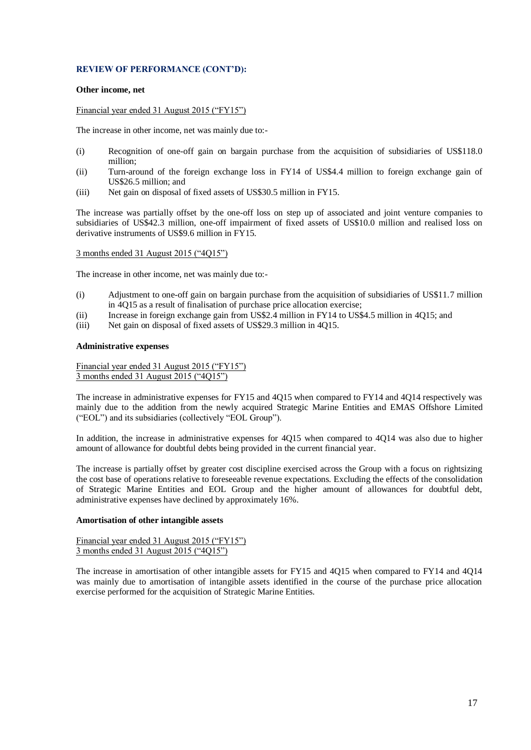## REVIEW OF PERFORMANCE (CONT'D):

**Other income, net**

Financial year ended 31 August 2015 ("FY15")

The increase in other income, net was mainly due to:-

(i) Recognition of one-off gain on bargain purchase from the acquisition of subsidiaries of US$118.0 million;
(ii) Turn-around of the foreign exchange loss in FY14 of US$4.4 million to foreign exchange gain of US$26.5 million; and
(iii) Net gain on disposal of fixed assets of US$30.5 million in FY15.

The increase was partially offset by the one-off loss on step up of associated and joint venture companies to subsidiaries of US$42.3 million, one-off impairment of fixed assets of US$10.0 million and realised loss on derivative instruments of US$9.6 million in FY15.

3 months ended 31 August 2015 ("4Q15")

The increase in other income, net was mainly due to:-

(i) Adjustment to one-off gain on bargain purchase from the acquisition of subsidiaries of US$11.7 million in 4Q15 as a result of finalisation of purchase price allocation exercise;
(ii) Increase in foreign exchange gain from US$2.4 million in FY14 to US$4.5 million in 4Q15; and
(iii) Net gain on disposal of fixed assets of US$29.3 million in 4Q15.

**Administrative expenses**

Financial year ended 31 August 2015 ("FY15")
3 months ended 31 August 2015 ("4Q15")

The increase in administrative expenses for FY15 and 4Q15 when compared to FY14 and 4Q14 respectively was mainly due to the addition from the newly acquired Strategic Marine Entities and EMAS Offshore Limited ("EOL") and its subsidiaries (collectively "EOL Group").

In addition, the increase in administrative expenses for 4Q15 when compared to 4Q14 was also due to higher amount of allowance for doubtful debts being provided in the current financial year.

The increase is partially offset by greater cost discipline exercised across the Group with a focus on rightsizing the cost base of operations relative to foreseeable revenue expectations. Excluding the effects of the consolidation of Strategic Marine Entities and EOL Group and the higher amount of allowances for doubtful debt, administrative expenses have declined by approximately 16%.

**Amortisation of other intangible assets**

Financial year ended 31 August 2015 ("FY15")
3 months ended 31 August 2015 ("4Q15")

The increase in amortisation of other intangible assets for FY15 and 4Q15 when compared to FY14 and 4Q14 was mainly due to amortisation of intangible assets identified in the course of the purchase price allocation exercise performed for the acquisition of Strategic Marine Entities.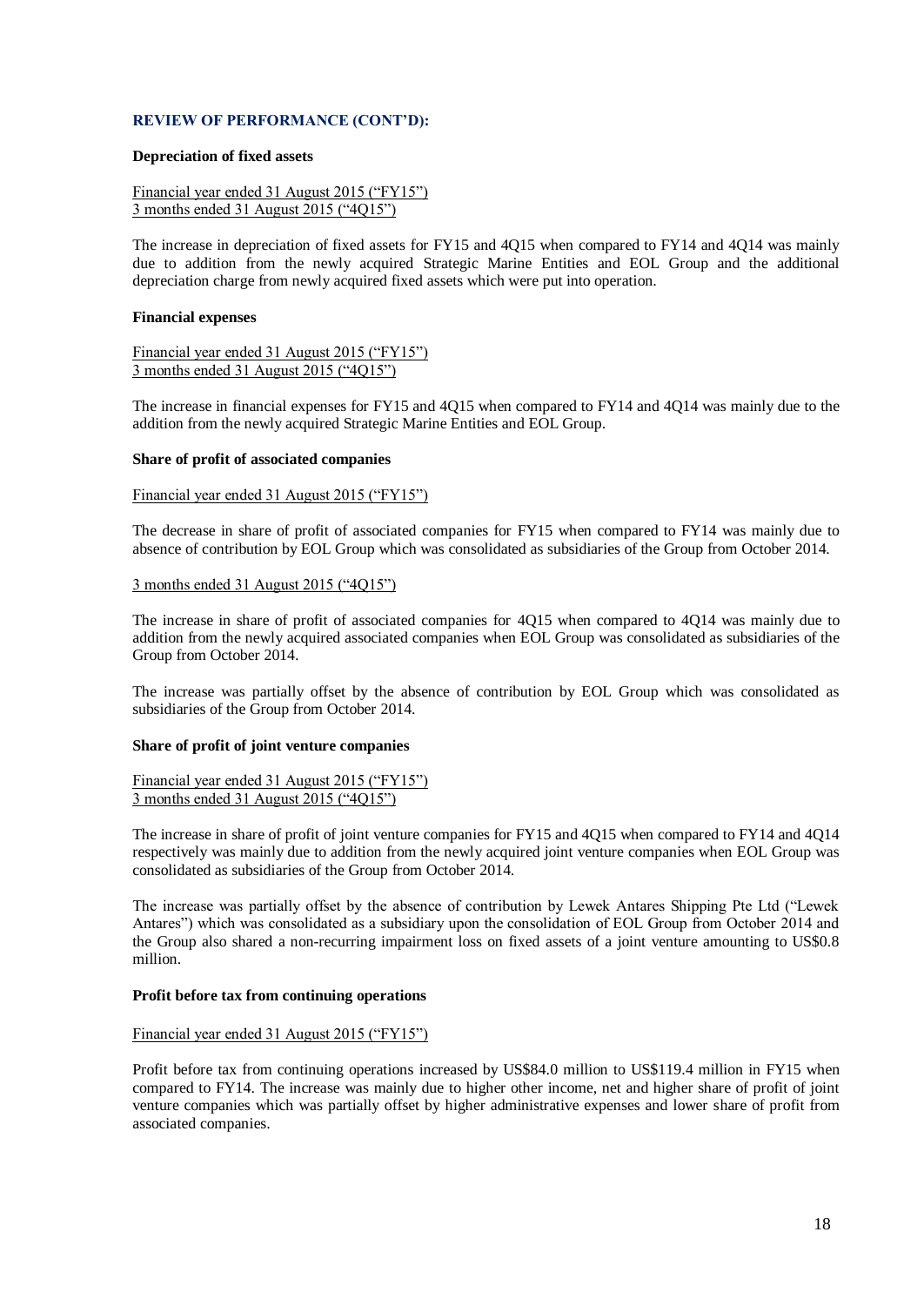## REVIEW OF PERFORMANCE (CONT'D):

### Depreciation of fixed assets

<u>Financial year ended 31 August 2015 ("FY15")</u>
<u>3 months ended 31 August 2015 ("4Q15")</u>

The increase in depreciation of fixed assets for FY15 and 4Q15 when compared to FY14 and 4Q14 was mainly due to addition from the newly acquired Strategic Marine Entities and EOL Group and the additional depreciation charge from newly acquired fixed assets which were put into operation.

### Financial expenses

<u>Financial year ended 31 August 2015 ("FY15")</u>
<u>3 months ended 31 August 2015 ("4Q15")</u>

The increase in financial expenses for FY15 and 4Q15 when compared to FY14 and 4Q14 was mainly due to the addition from the newly acquired Strategic Marine Entities and EOL Group.

### Share of profit of associated companies

<u>Financial year ended 31 August 2015 ("FY15")</u>

The decrease in share of profit of associated companies for FY15 when compared to FY14 was mainly due to absence of contribution by EOL Group which was consolidated as subsidiaries of the Group from October 2014.

<u>3 months ended 31 August 2015 ("4Q15")</u>

The increase in share of profit of associated companies for 4Q15 when compared to 4Q14 was mainly due to addition from the newly acquired associated companies when EOL Group was consolidated as subsidiaries of the Group from October 2014.

The increase was partially offset by the absence of contribution by EOL Group which was consolidated as subsidiaries of the Group from October 2014.

### Share of profit of joint venture companies

<u>Financial year ended 31 August 2015 ("FY15")</u>
<u>3 months ended 31 August 2015 ("4Q15")</u>

The increase in share of profit of joint venture companies for FY15 and 4Q15 when compared to FY14 and 4Q14 respectively was mainly due to addition from the newly acquired joint venture companies when EOL Group was consolidated as subsidiaries of the Group from October 2014.

The increase was partially offset by the absence of contribution by Lewek Antares Shipping Pte Ltd ("Lewek Antares") which was consolidated as a subsidiary upon the consolidation of EOL Group from October 2014 and the Group also shared a non-recurring impairment loss on fixed assets of a joint venture amounting to US$0.8 million.

### Profit before tax from continuing operations

<u>Financial year ended 31 August 2015 ("FY15")</u>

Profit before tax from continuing operations increased by US$84.0 million to US$119.4 million in FY15 when compared to FY14. The increase was mainly due to higher other income, net and higher share of profit of joint venture companies which was partially offset by higher administrative expenses and lower share of profit from associated companies.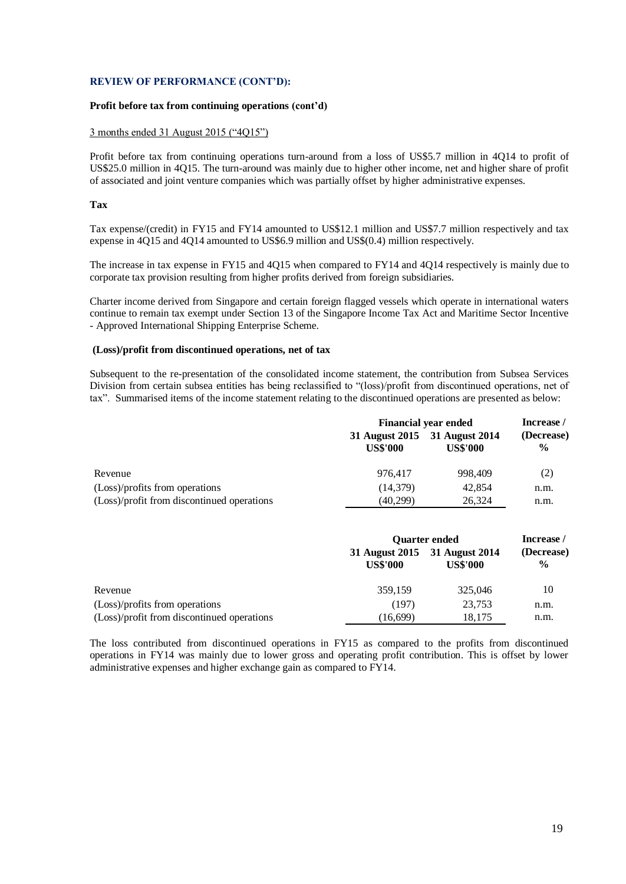## REVIEW OF PERFORMANCE (CONT'D):

**Profit before tax from continuing operations (cont'd)**

3 months ended 31 August 2015 ("4Q15")

Profit before tax from continuing operations turn-around from a loss of US$5.7 million in 4Q14 to profit of US$25.0 million in 4Q15. The turn-around was mainly due to higher other income, net and higher share of profit of associated and joint venture companies which was partially offset by higher administrative expenses.

**Tax**

Tax expense/(credit) in FY15 and FY14 amounted to US$12.1 million and US$7.7 million respectively and tax expense in 4Q15 and 4Q14 amounted to US$6.9 million and US$(0.4) million respectively.

The increase in tax expense in FY15 and 4Q15 when compared to FY14 and 4Q14 respectively is mainly due to corporate tax provision resulting from higher profits derived from foreign subsidiaries.

Charter income derived from Singapore and certain foreign flagged vessels which operate in international waters continue to remain tax exempt under Section 13 of the Singapore Income Tax Act and Maritime Sector Incentive - Approved International Shipping Enterprise Scheme.

**(Loss)/profit from discontinued operations, net of tax**

Subsequent to the re-presentation of the consolidated income statement, the contribution from Subsea Services Division from certain subsea entities has being reclassified to "(loss)/profit from discontinued operations, net of tax". Summarised items of the income statement relating to the discontinued operations are presented as below:

| | Financial year ended | | Increase / |
|---|---|---|---|
| | 31 August 2015 US$'000 | 31 August 2014 US$'000 | (Decrease) % |
| Revenue | 976,417 | 998,409 | (2) |
| (Loss)/profits from operations | (14,379) | 42,854 | n.m. |
| (Loss)/profit from discontinued operations | (40,299) | 26,324 | n.m. |

| | Quarter ended | | Increase / |
|---|---|---|---|
| | 31 August 2015 US$'000 | 31 August 2014 US$'000 | (Decrease) % |
| Revenue | 359,159 | 325,046 | 10 |
| (Loss)/profits from operations | (197) | 23,753 | n.m. |
| (Loss)/profit from discontinued operations | (16,699) | 18,175 | n.m. |

The loss contributed from discontinued operations in FY15 as compared to the profits from discontinued operations in FY14 was mainly due to lower gross and operating profit contribution. This is offset by lower administrative expenses and higher exchange gain as compared to FY14.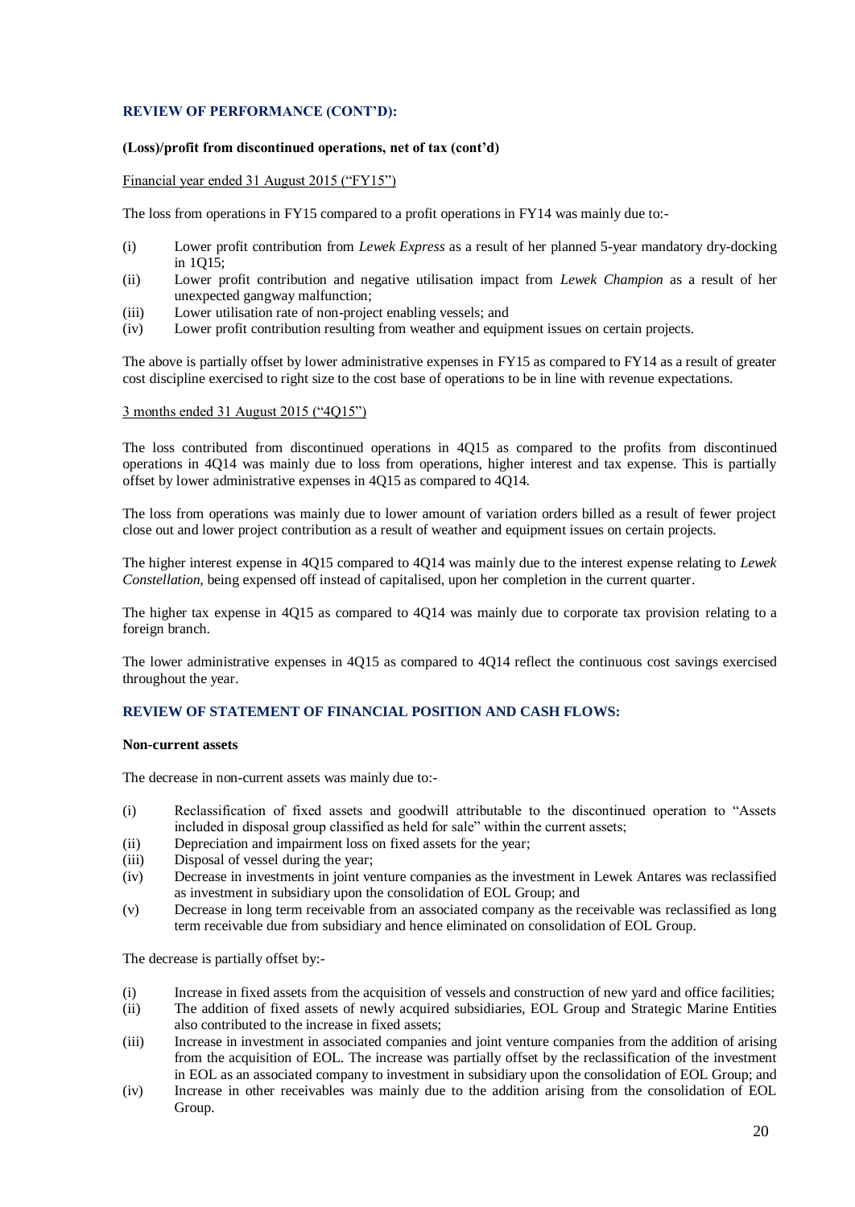## REVIEW OF PERFORMANCE (CONT'D):

**(Loss)/profit from discontinued operations, net of tax (cont'd)**

Financial year ended 31 August 2015 ("FY15")

The loss from operations in FY15 compared to a profit operations in FY14 was mainly due to:-

(i) Lower profit contribution from *Lewek Express* as a result of her planned 5-year mandatory dry-docking in 1Q15;
(ii) Lower profit contribution and negative utilisation impact from *Lewek Champion* as a result of her unexpected gangway malfunction;
(iii) Lower utilisation rate of non-project enabling vessels; and
(iv) Lower profit contribution resulting from weather and equipment issues on certain projects.

The above is partially offset by lower administrative expenses in FY15 as compared to FY14 as a result of greater cost discipline exercised to right size to the cost base of operations to be in line with revenue expectations.

3 months ended 31 August 2015 ("4Q15")

The loss contributed from discontinued operations in 4Q15 as compared to the profits from discontinued operations in 4Q14 was mainly due to loss from operations, higher interest and tax expense. This is partially offset by lower administrative expenses in 4Q15 as compared to 4Q14.

The loss from operations was mainly due to lower amount of variation orders billed as a result of fewer project close out and lower project contribution as a result of weather and equipment issues on certain projects.

The higher interest expense in 4Q15 compared to 4Q14 was mainly due to the interest expense relating to *Lewek Constellation,* being expensed off instead of capitalised, upon her completion in the current quarter.

The higher tax expense in 4Q15 as compared to 4Q14 was mainly due to corporate tax provision relating to a foreign branch.

The lower administrative expenses in 4Q15 as compared to 4Q14 reflect the continuous cost savings exercised throughout the year.

## REVIEW OF STATEMENT OF FINANCIAL POSITION AND CASH FLOWS:

**Non-current assets**

The decrease in non-current assets was mainly due to:-

(i) Reclassification of fixed assets and goodwill attributable to the discontinued operation to "Assets included in disposal group classified as held for sale" within the current assets;
(ii) Depreciation and impairment loss on fixed assets for the year;
(iii) Disposal of vessel during the year;
(iv) Decrease in investments in joint venture companies as the investment in Lewek Antares was reclassified as investment in subsidiary upon the consolidation of EOL Group; and
(v) Decrease in long term receivable from an associated company as the receivable was reclassified as long term receivable due from subsidiary and hence eliminated on consolidation of EOL Group.

The decrease is partially offset by:-

(i) Increase in fixed assets from the acquisition of vessels and construction of new yard and office facilities;
(ii) The addition of fixed assets of newly acquired subsidiaries, EOL Group and Strategic Marine Entities also contributed to the increase in fixed assets;
(iii) Increase in investment in associated companies and joint venture companies from the addition of arising from the acquisition of EOL. The increase was partially offset by the reclassification of the investment in EOL as an associated company to investment in subsidiary upon the consolidation of EOL Group; and
(iv) Increase in other receivables was mainly due to the addition arising from the consolidation of EOL Group.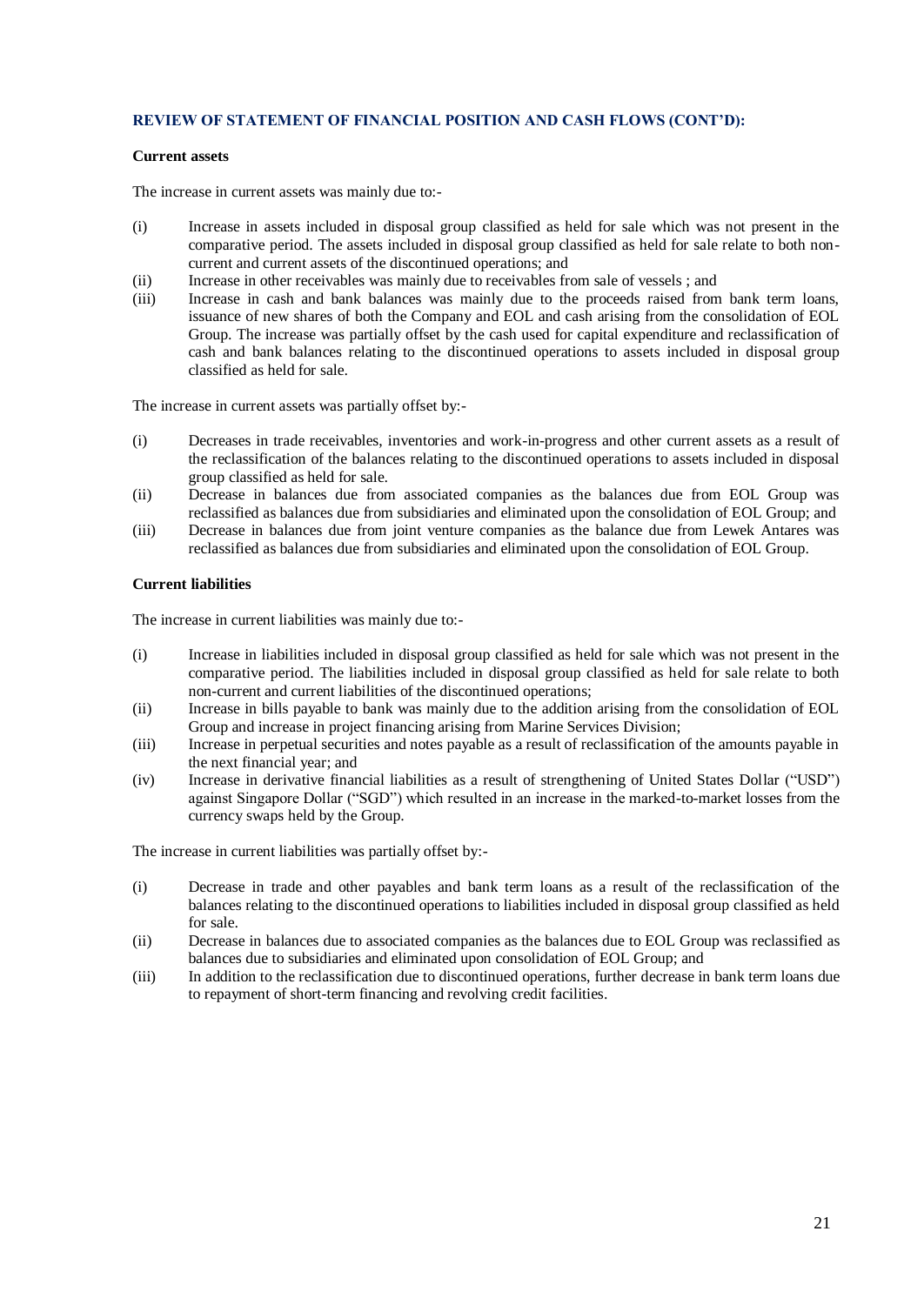## REVIEW OF STATEMENT OF FINANCIAL POSITION AND CASH FLOWS (CONT'D):

**Current assets**

The increase in current assets was mainly due to:-

- (i) Increase in assets included in disposal group classified as held for sale which was not present in the comparative period. The assets included in disposal group classified as held for sale relate to both non-current and current assets of the discontinued operations; and
- (ii) Increase in other receivables was mainly due to receivables from sale of vessels ; and
- (iii) Increase in cash and bank balances was mainly due to the proceeds raised from bank term loans, issuance of new shares of both the Company and EOL and cash arising from the consolidation of EOL Group. The increase was partially offset by the cash used for capital expenditure and reclassification of cash and bank balances relating to the discontinued operations to assets included in disposal group classified as held for sale.

The increase in current assets was partially offset by:-

- (i) Decreases in trade receivables, inventories and work-in-progress and other current assets as a result of the reclassification of the balances relating to the discontinued operations to assets included in disposal group classified as held for sale.
- (ii) Decrease in balances due from associated companies as the balances due from EOL Group was reclassified as balances due from subsidiaries and eliminated upon the consolidation of EOL Group; and
- (iii) Decrease in balances due from joint venture companies as the balance due from Lewek Antares was reclassified as balances due from subsidiaries and eliminated upon the consolidation of EOL Group.

**Current liabilities**

The increase in current liabilities was mainly due to:-

- (i) Increase in liabilities included in disposal group classified as held for sale which was not present in the comparative period. The liabilities included in disposal group classified as held for sale relate to both non-current and current liabilities of the discontinued operations;
- (ii) Increase in bills payable to bank was mainly due to the addition arising from the consolidation of EOL Group and increase in project financing arising from Marine Services Division;
- (iii) Increase in perpetual securities and notes payable as a result of reclassification of the amounts payable in the next financial year; and
- (iv) Increase in derivative financial liabilities as a result of strengthening of United States Dollar ("USD") against Singapore Dollar ("SGD") which resulted in an increase in the marked-to-market losses from the currency swaps held by the Group.

The increase in current liabilities was partially offset by:-

- (i) Decrease in trade and other payables and bank term loans as a result of the reclassification of the balances relating to the discontinued operations to liabilities included in disposal group classified as held for sale.
- (ii) Decrease in balances due to associated companies as the balances due to EOL Group was reclassified as balances due to subsidiaries and eliminated upon consolidation of EOL Group; and
- (iii) In addition to the reclassification due to discontinued operations, further decrease in bank term loans due to repayment of short-term financing and revolving credit facilities.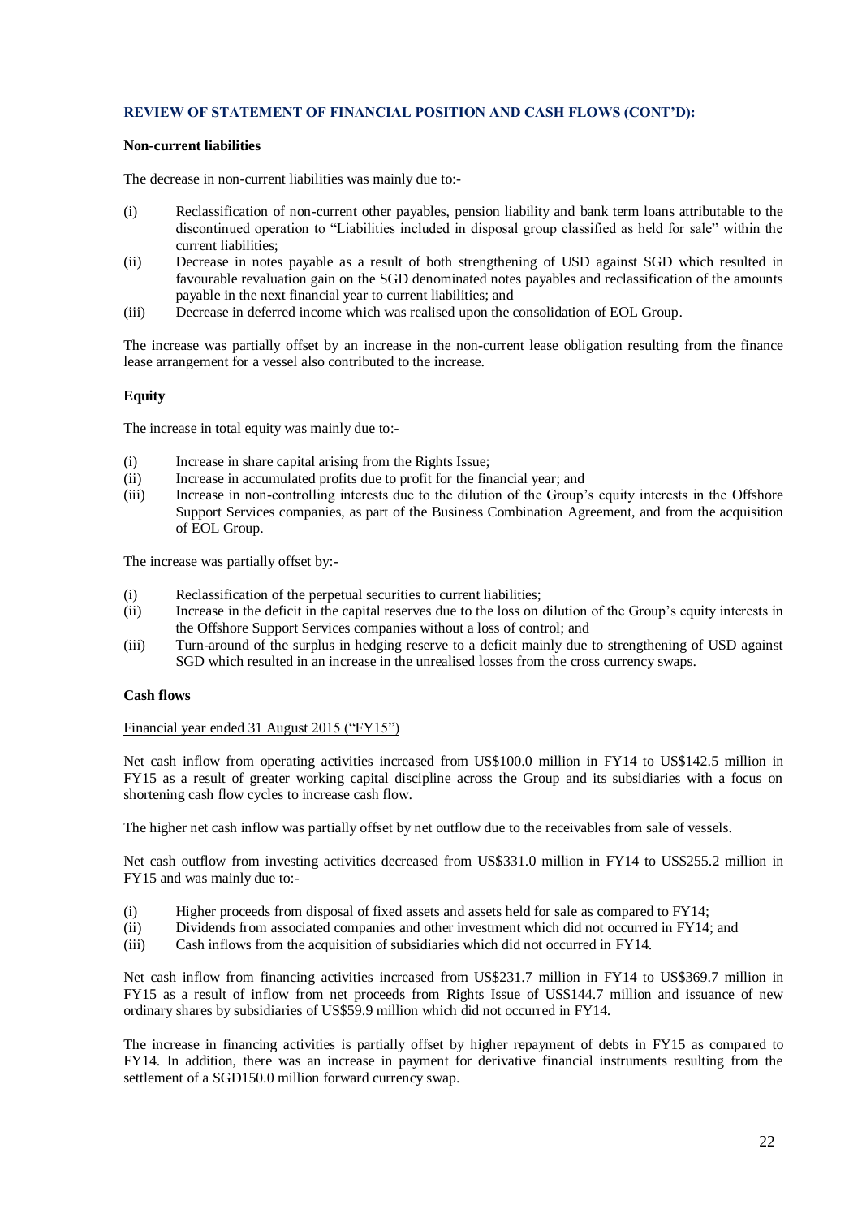## REVIEW OF STATEMENT OF FINANCIAL POSITION AND CASH FLOWS (CONT'D):

**Non-current liabilities**

The decrease in non-current liabilities was mainly due to:-

(i) Reclassification of non-current other payables, pension liability and bank term loans attributable to the discontinued operation to "Liabilities included in disposal group classified as held for sale" within the current liabilities;

(ii) Decrease in notes payable as a result of both strengthening of USD against SGD which resulted in favourable revaluation gain on the SGD denominated notes payables and reclassification of the amounts payable in the next financial year to current liabilities; and

(iii) Decrease in deferred income which was realised upon the consolidation of EOL Group.

The increase was partially offset by an increase in the non-current lease obligation resulting from the finance lease arrangement for a vessel also contributed to the increase.

**Equity**

The increase in total equity was mainly due to:-

(i) Increase in share capital arising from the Rights Issue;

(ii) Increase in accumulated profits due to profit for the financial year; and

(iii) Increase in non-controlling interests due to the dilution of the Group's equity interests in the Offshore Support Services companies, as part of the Business Combination Agreement, and from the acquisition of EOL Group.

The increase was partially offset by:-

(i) Reclassification of the perpetual securities to current liabilities;

(ii) Increase in the deficit in the capital reserves due to the loss on dilution of the Group's equity interests in the Offshore Support Services companies without a loss of control; and

(iii) Turn-around of the surplus in hedging reserve to a deficit mainly due to strengthening of USD against SGD which resulted in an increase in the unrealised losses from the cross currency swaps.

**Cash flows**

Financial year ended 31 August 2015 ("FY15")

Net cash inflow from operating activities increased from US\$100.0 million in FY14 to US\$142.5 million in FY15 as a result of greater working capital discipline across the Group and its subsidiaries with a focus on shortening cash flow cycles to increase cash flow.

The higher net cash inflow was partially offset by net outflow due to the receivables from sale of vessels.

Net cash outflow from investing activities decreased from US\$331.0 million in FY14 to US\$255.2 million in FY15 and was mainly due to:-

(i) Higher proceeds from disposal of fixed assets and assets held for sale as compared to FY14;

(ii) Dividends from associated companies and other investment which did not occurred in FY14; and

(iii) Cash inflows from the acquisition of subsidiaries which did not occurred in FY14.

Net cash inflow from financing activities increased from US\$231.7 million in FY14 to US\$369.7 million in FY15 as a result of inflow from net proceeds from Rights Issue of US\$144.7 million and issuance of new ordinary shares by subsidiaries of US\$59.9 million which did not occurred in FY14.

The increase in financing activities is partially offset by higher repayment of debts in FY15 as compared to FY14. In addition, there was an increase in payment for derivative financial instruments resulting from the settlement of a SGD150.0 million forward currency swap.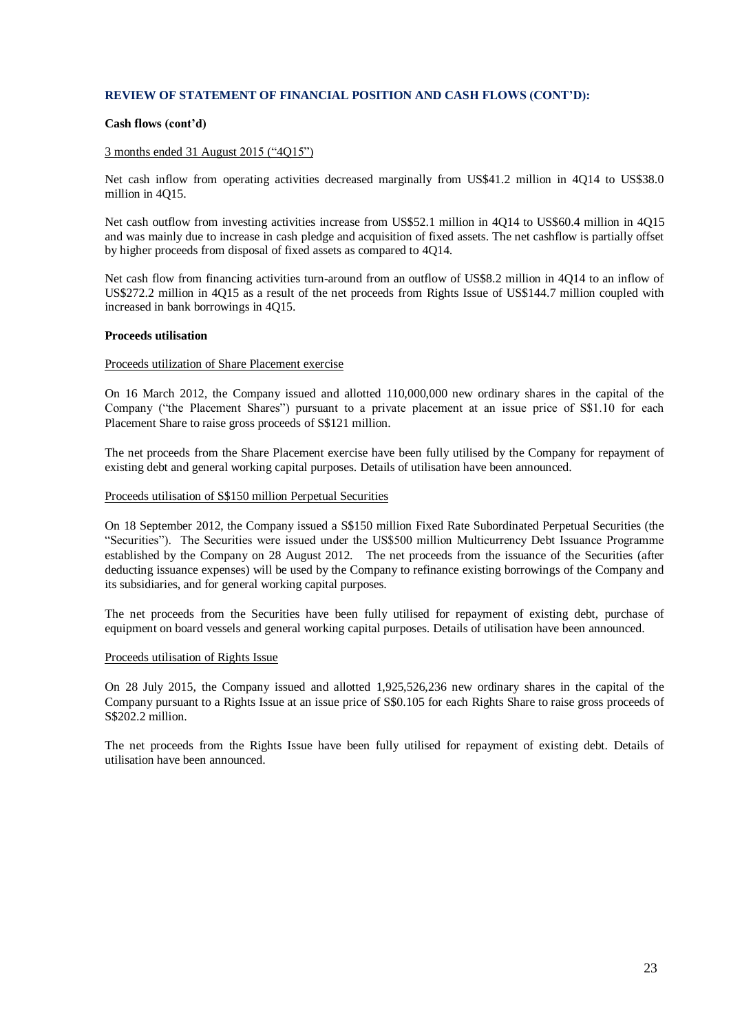## REVIEW OF STATEMENT OF FINANCIAL POSITION AND CASH FLOWS (CONT'D):

**Cash flows (cont'd)**

3 months ended 31 August 2015 ("4Q15")

Net cash inflow from operating activities decreased marginally from US$41.2 million in 4Q14 to US$38.0 million in 4Q15.

Net cash outflow from investing activities increase from US$52.1 million in 4Q14 to US$60.4 million in 4Q15 and was mainly due to increase in cash pledge and acquisition of fixed assets. The net cashflow is partially offset by higher proceeds from disposal of fixed assets as compared to 4Q14.

Net cash flow from financing activities turn-around from an outflow of US$8.2 million in 4Q14 to an inflow of US$272.2 million in 4Q15 as a result of the net proceeds from Rights Issue of US$144.7 million coupled with increased in bank borrowings in 4Q15.

**Proceeds utilisation**

Proceeds utilization of Share Placement exercise

On 16 March 2012, the Company issued and allotted 110,000,000 new ordinary shares in the capital of the Company ("the Placement Shares") pursuant to a private placement at an issue price of S$1.10 for each Placement Share to raise gross proceeds of S$121 million.

The net proceeds from the Share Placement exercise have been fully utilised by the Company for repayment of existing debt and general working capital purposes. Details of utilisation have been announced.

Proceeds utilisation of S$150 million Perpetual Securities

On 18 September 2012, the Company issued a S$150 million Fixed Rate Subordinated Perpetual Securities (the "Securities"). The Securities were issued under the US$500 million Multicurrency Debt Issuance Programme established by the Company on 28 August 2012. The net proceeds from the issuance of the Securities (after deducting issuance expenses) will be used by the Company to refinance existing borrowings of the Company and its subsidiaries, and for general working capital purposes.

The net proceeds from the Securities have been fully utilised for repayment of existing debt, purchase of equipment on board vessels and general working capital purposes. Details of utilisation have been announced.

Proceeds utilisation of Rights Issue

On 28 July 2015, the Company issued and allotted 1,925,526,236 new ordinary shares in the capital of the Company pursuant to a Rights Issue at an issue price of S$0.105 for each Rights Share to raise gross proceeds of S$202.2 million.

The net proceeds from the Rights Issue have been fully utilised for repayment of existing debt. Details of utilisation have been announced.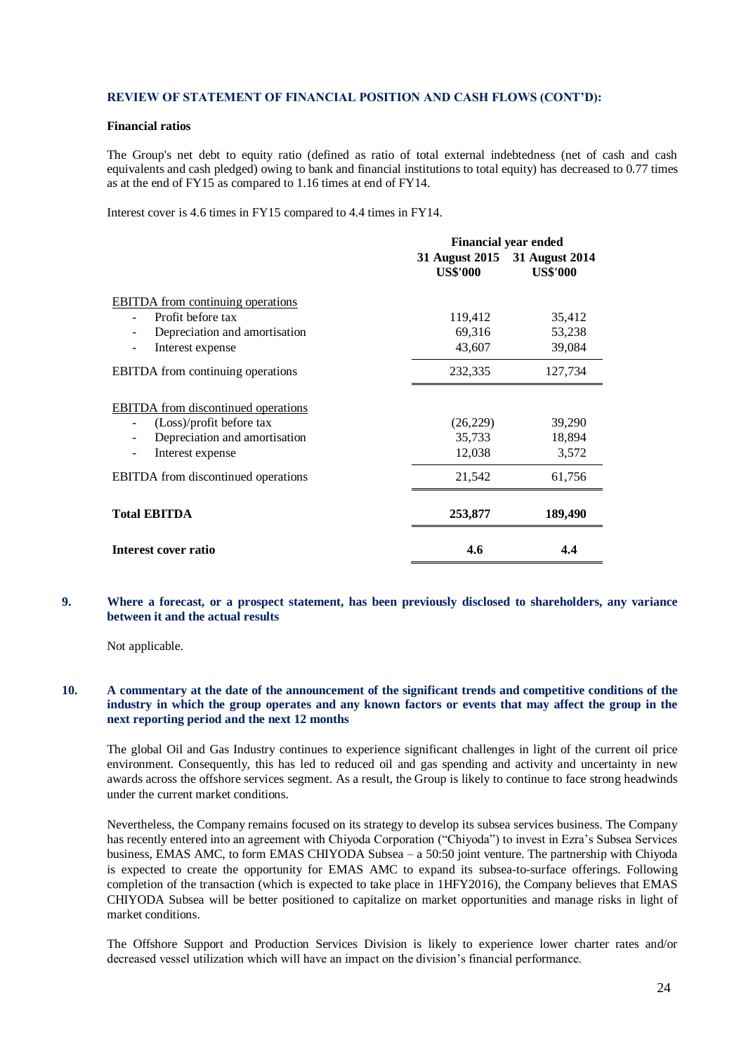### REVIEW OF STATEMENT OF FINANCIAL POSITION AND CASH FLOWS (CONT'D):

**Financial ratios**

The Group's net debt to equity ratio (defined as ratio of total external indebtedness (net of cash and cash equivalents and cash pledged) owing to bank and financial institutions to total equity) has decreased to 0.77 times as at the end of FY15 as compared to 1.16 times at end of FY14.

Interest cover is 4.6 times in FY15 compared to 4.4 times in FY14.

| | Financial year ended | |
|---|---|---|
| | **31 August 2015 US$'000** | **31 August 2014 US$'000** |
| EBITDA from continuing operations | | |
| - Profit before tax | 119,412 | 35,412 |
| - Depreciation and amortisation | 69,316 | 53,238 |
| - Interest expense | 43,607 | 39,084 |
| EBITDA from continuing operations | 232,335 | 127,734 |
| EBITDA from discontinued operations | | |
| - (Loss)/profit before tax | (26,229) | 39,290 |
| - Depreciation and amortisation | 35,733 | 18,894 |
| - Interest expense | 12,038 | 3,572 |
| EBITDA from discontinued operations | 21,542 | 61,756 |
| **Total EBITDA** | **253,877** | **189,490** |
| **Interest cover ratio** | **4.6** | **4.4** |

### 9. Where a forecast, or a prospect statement, has been previously disclosed to shareholders, any variance between it and the actual results

Not applicable.

### 10. A commentary at the date of the announcement of the significant trends and competitive conditions of the industry in which the group operates and any known factors or events that may affect the group in the next reporting period and the next 12 months

The global Oil and Gas Industry continues to experience significant challenges in light of the current oil price environment. Consequently, this has led to reduced oil and gas spending and activity and uncertainty in new awards across the offshore services segment. As a result, the Group is likely to continue to face strong headwinds under the current market conditions.

Nevertheless, the Company remains focused on its strategy to develop its subsea services business. The Company has recently entered into an agreement with Chiyoda Corporation ("Chiyoda") to invest in Ezra's Subsea Services business, EMAS AMC, to form EMAS CHIYODA Subsea – a 50:50 joint venture. The partnership with Chiyoda is expected to create the opportunity for EMAS AMC to expand its subsea-to-surface offerings. Following completion of the transaction (which is expected to take place in 1HFY2016), the Company believes that EMAS CHIYODA Subsea will be better positioned to capitalize on market opportunities and manage risks in light of market conditions.

The Offshore Support and Production Services Division is likely to experience lower charter rates and/or decreased vessel utilization which will have an impact on the division's financial performance.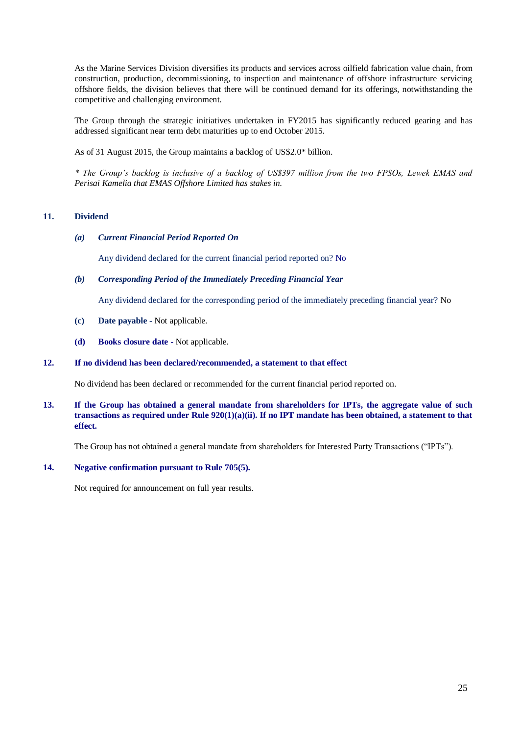As the Marine Services Division diversifies its products and services across oilfield fabrication value chain, from construction, production, decommissioning, to inspection and maintenance of offshore infrastructure servicing offshore fields, the division believes that there will be continued demand for its offerings, notwithstanding the competitive and challenging environment.

The Group through the strategic initiatives undertaken in FY2015 has significantly reduced gearing and has addressed significant near term debt maturities up to end October 2015.

As of 31 August 2015, the Group maintains a backlog of US$2.0* billion.

*\* The Group's backlog is inclusive of a backlog of US$397 million from the two FPSOs, Lewek EMAS and Perisai Kamelia that EMAS Offshore Limited has stakes in.*

## 11. Dividend

### (a) *Current Financial Period Reported On*

Any dividend declared for the current financial period reported on? No

### (b) *Corresponding Period of the Immediately Preceding Financial Year*

Any dividend declared for the corresponding period of the immediately preceding financial year? No

**(c) Date payable** - Not applicable.

**(d) Books closure date** - Not applicable.

## 12. If no dividend has been declared/recommended, a statement to that effect

No dividend has been declared or recommended for the current financial period reported on.

## 13. If the Group has obtained a general mandate from shareholders for IPTs, the aggregate value of such transactions as required under Rule 920(1)(a)(ii). If no IPT mandate has been obtained, a statement to that effect.

The Group has not obtained a general mandate from shareholders for Interested Party Transactions ("IPTs").

## 14. Negative confirmation pursuant to Rule 705(5).

Not required for announcement on full year results.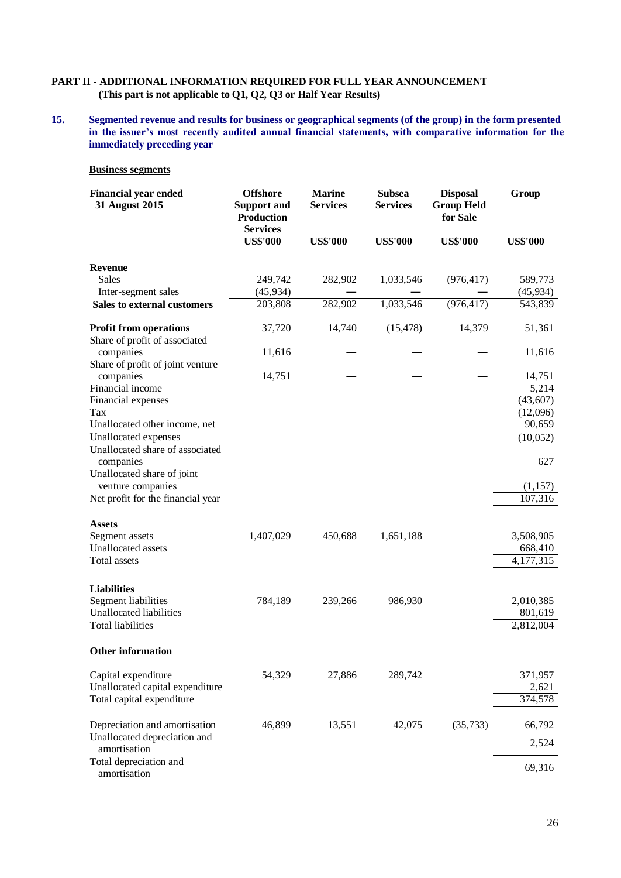**PART II - ADDITIONAL INFORMATION REQUIRED FOR FULL YEAR ANNOUNCEMENT**
**(This part is not applicable to Q1, Q2, Q3 or Half Year Results)**

**15. Segmented revenue and results for business or geographical segments (of the group) in the form presented in the issuer's most recently audited annual financial statements, with comparative information for the immediately preceding year**

**Business segments**

| Financial year ended 31 August 2015 | Offshore Support and Production Services | Marine Services | Subsea Services | Disposal Group Held for Sale | Group |
|---|---|---|---|---|---|
| | US$'000 | US$'000 | US$'000 | US$'000 | US$'000 |
| **Revenue** | | | | | |
| Sales | 249,742 | 282,902 | 1,033,546 | (976,417) | 589,773 |
| Inter-segment sales | (45,934) | — | — | — | (45,934) |
| **Sales to external customers** | 203,808 | 282,902 | 1,033,546 | (976,417) | 543,839 |
| **Profit from operations** | 37,720 | 14,740 | (15,478) | 14,379 | 51,361 |
| Share of profit of associated companies | 11,616 | — | — | — | 11,616 |
| Share of profit of joint venture companies | 14,751 | — | — | — | 14,751 |
| Financial income | | | | | 5,214 |
| Financial expenses | | | | | (43,607) |
| Tax | | | | | (12,096) |
| Unallocated other income, net | | | | | 90,659 |
| Unallocated expenses | | | | | (10,052) |
| Unallocated share of associated companies | | | | | 627 |
| Unallocated share of joint venture companies | | | | | (1,157) |
| Net profit for the financial year | | | | | 107,316 |
| **Assets** | | | | | |
| Segment assets | 1,407,029 | 450,688 | 1,651,188 | | 3,508,905 |
| Unallocated assets | | | | | 668,410 |
| Total assets | | | | | 4,177,315 |
| **Liabilities** | | | | | |
| Segment liabilities | 784,189 | 239,266 | 986,930 | | 2,010,385 |
| Unallocated liabilities | | | | | 801,619 |
| Total liabilities | | | | | 2,812,004 |
| **Other information** | | | | | |
| Capital expenditure | 54,329 | 27,886 | 289,742 | | 371,957 |
| Unallocated capital expenditure | | | | | 2,621 |
| Total capital expenditure | | | | | 374,578 |
| Depreciation and amortisation | 46,899 | 13,551 | 42,075 | (35,733) | 66,792 |
| Unallocated depreciation and amortisation | | | | | 2,524 |
| Total depreciation and amortisation | | | | | 69,316 |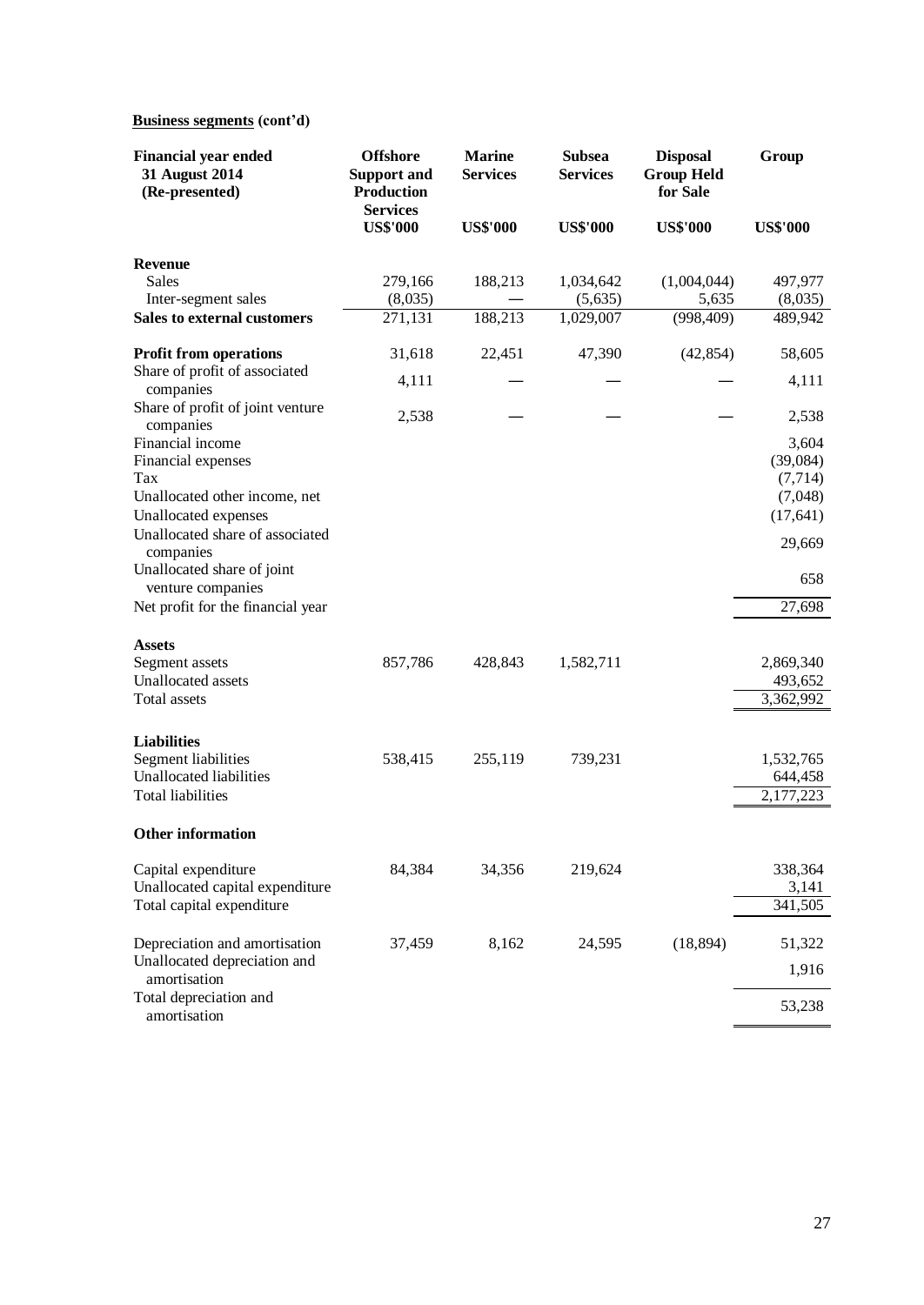**Business segments (cont'd)**

| Financial year ended 31 August 2014 (Re-presented) | Offshore Support and Production Services | Marine Services | Subsea Services | Disposal Group Held for Sale | Group |
|---|---|---|---|---|---|
| | US$'000 | US$'000 | US$'000 | US$'000 | US$'000 |
| **Revenue** | | | | | |
| Sales | 279,166 | 188,213 | 1,034,642 | (1,004,044) | 497,977 |
| Inter-segment sales | (8,035) | — | (5,635) | 5,635 | (8,035) |
| **Sales to external customers** | 271,131 | 188,213 | 1,029,007 | (998,409) | 489,942 |
| **Profit from operations** | 31,618 | 22,451 | 47,390 | (42,854) | 58,605 |
| Share of profit of associated companies | 4,111 | — | — | — | 4,111 |
| Share of profit of joint venture companies | 2,538 | — | — | — | 2,538 |
| Financial income | | | | | 3,604 |
| Financial expenses | | | | | (39,084) |
| Tax | | | | | (7,714) |
| Unallocated other income, net | | | | | (7,048) |
| Unallocated expenses | | | | | (17,641) |
| Unallocated share of associated companies | | | | | 29,669 |
| Unallocated share of joint venture companies | | | | | 658 |
| Net profit for the financial year | | | | | 27,698 |
| **Assets** | | | | | |
| Segment assets | 857,786 | 428,843 | 1,582,711 | | 2,869,340 |
| Unallocated assets | | | | | 493,652 |
| Total assets | | | | | 3,362,992 |
| **Liabilities** | | | | | |
| Segment liabilities | 538,415 | 255,119 | 739,231 | | 1,532,765 |
| Unallocated liabilities | | | | | 644,458 |
| Total liabilities | | | | | 2,177,223 |
| **Other information** | | | | | |
| Capital expenditure | 84,384 | 34,356 | 219,624 | | 338,364 |
| Unallocated capital expenditure | | | | | 3,141 |
| Total capital expenditure | | | | | 341,505 |
| Depreciation and amortisation | 37,459 | 8,162 | 24,595 | (18,894) | 51,322 |
| Unallocated depreciation and amortisation | | | | | 1,916 |
| Total depreciation and amortisation | | | | | 53,238 |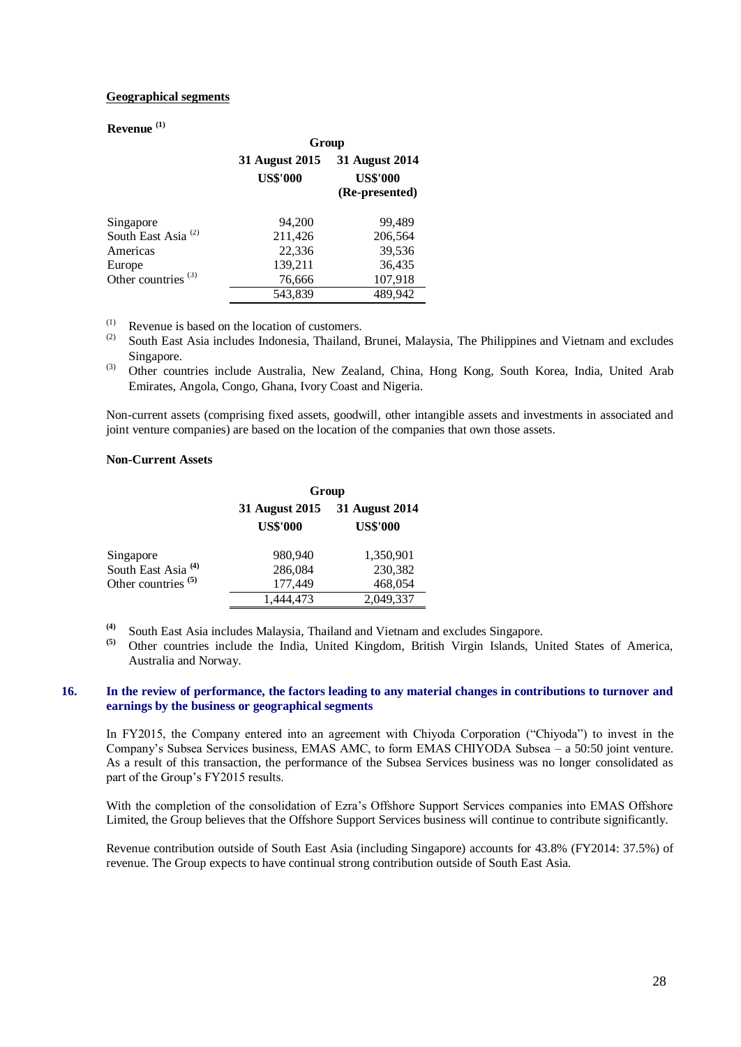**Geographical segments**

**Revenue [1]**

| | Group | |
|---|---|---|
| | **31 August 2015** | **31 August 2014** |
| | **US$'000** | **US$'000 (Re-presented)** |
| Singapore | 94,200 | 99,489 |
| South East Asia [2] | 211,426 | 206,564 |
| Americas | 22,336 | 39,536 |
| Europe | 139,211 | 36,435 |
| Other countries [3] | 76,666 | 107,918 |
| | 543,839 | 489,942 |

[1] Revenue is based on the location of customers.

[2] South East Asia includes Indonesia, Thailand, Brunei, Malaysia, The Philippines and Vietnam and excludes Singapore.

[3] Other countries include Australia, New Zealand, China, Hong Kong, South Korea, India, United Arab Emirates, Angola, Congo, Ghana, Ivory Coast and Nigeria.

Non-current assets (comprising fixed assets, goodwill, other intangible assets and investments in associated and joint venture companies) are based on the location of the companies that own those assets.

**Non-Current Assets**

| | Group | |
|---|---|---|
| | **31 August 2015** | **31 August 2014** |
| | **US$'000** | **US$'000** |
| Singapore | 980,940 | 1,350,901 |
| South East Asia **[4]** | 286,084 | 230,382 |
| Other countries **[5]** | 177,449 | 468,054 |
| | 1,444,473 | 2,049,337 |

**[4]** South East Asia includes Malaysia, Thailand and Vietnam and excludes Singapore.

**[5]** Other countries include the India, United Kingdom, British Virgin Islands, United States of America, Australia and Norway.

## 16. In the review of performance, the factors leading to any material changes in contributions to turnover and earnings by the business or geographical segments

In FY2015, the Company entered into an agreement with Chiyoda Corporation ("Chiyoda") to invest in the Company's Subsea Services business, EMAS AMC, to form EMAS CHIYODA Subsea – a 50:50 joint venture. As a result of this transaction, the performance of the Subsea Services business was no longer consolidated as part of the Group's FY2015 results.

With the completion of the consolidation of Ezra's Offshore Support Services companies into EMAS Offshore Limited, the Group believes that the Offshore Support Services business will continue to contribute significantly.

Revenue contribution outside of South East Asia (including Singapore) accounts for 43.8% (FY2014: 37.5%) of revenue. The Group expects to have continual strong contribution outside of South East Asia.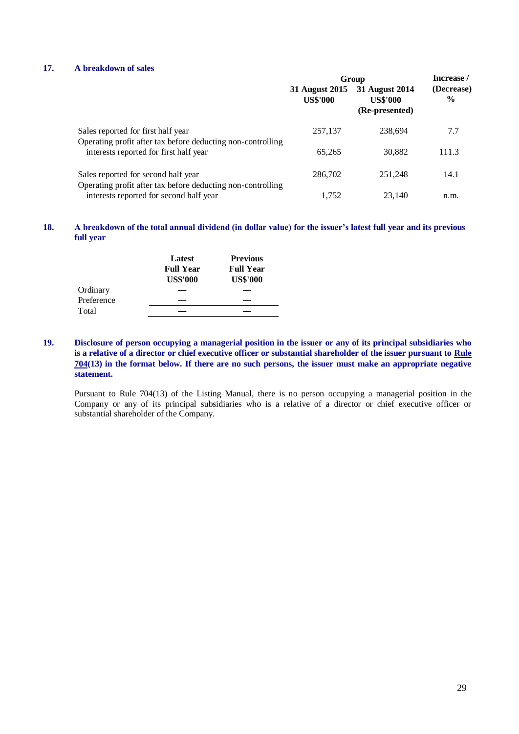## 17. A breakdown of sales

| | Group | | Increase / (Decrease) |
|---|---|---|---|
| | 31 August 2015 US$'000 | 31 August 2014 US$'000 (Re-presented) | % |
| Sales reported for first half year | 257,137 | 238,694 | 7.7 |
| Operating profit after tax before deducting non-controlling interests reported for first half year | 65,265 | 30,882 | 111.3 |
| Sales reported for second half year | 286,702 | 251,248 | 14.1 |
| Operating profit after tax before deducting non-controlling interests reported for second half year | 1,752 | 23,140 | n.m. |

## 18. A breakdown of the total annual dividend (in dollar value) for the issuer's latest full year and its previous full year

| | Latest Full Year US$'000 | Previous Full Year US$'000 |
|---|---|---|
| Ordinary | — | — |
| Preference | — | — |
| Total | — | — |

## 19. Disclosure of person occupying a managerial position in the issuer or any of its principal subsidiaries who is a relative of a director or chief executive officer or substantial shareholder of the issuer pursuant to Rule 704(13) in the format below. If there are no such persons, the issuer must make an appropriate negative statement.

Pursuant to Rule 704(13) of the Listing Manual, there is no person occupying a managerial position in the Company or any of its principal subsidiaries who is a relative of a director or chief executive officer or substantial shareholder of the Company.